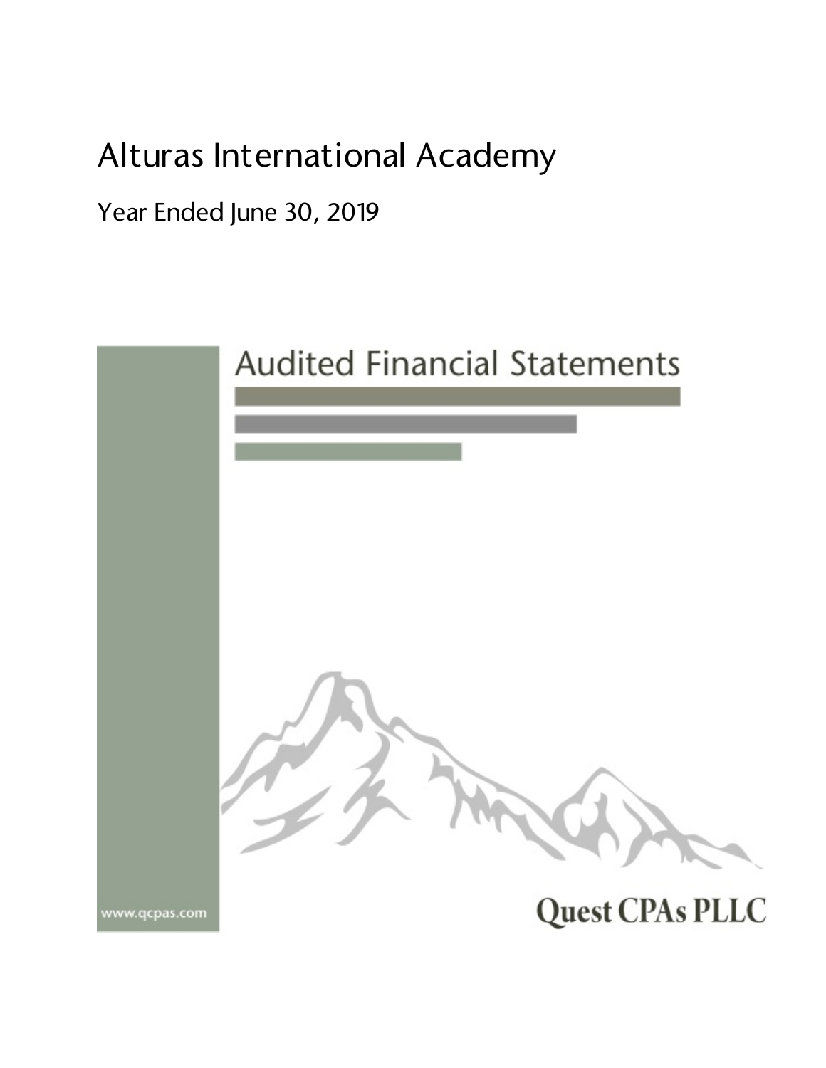# Alturas International Academy

## Year Ended June 30, 2019

## Audited Financial Statements

www.qcpas.com

Quest CPAs PLLC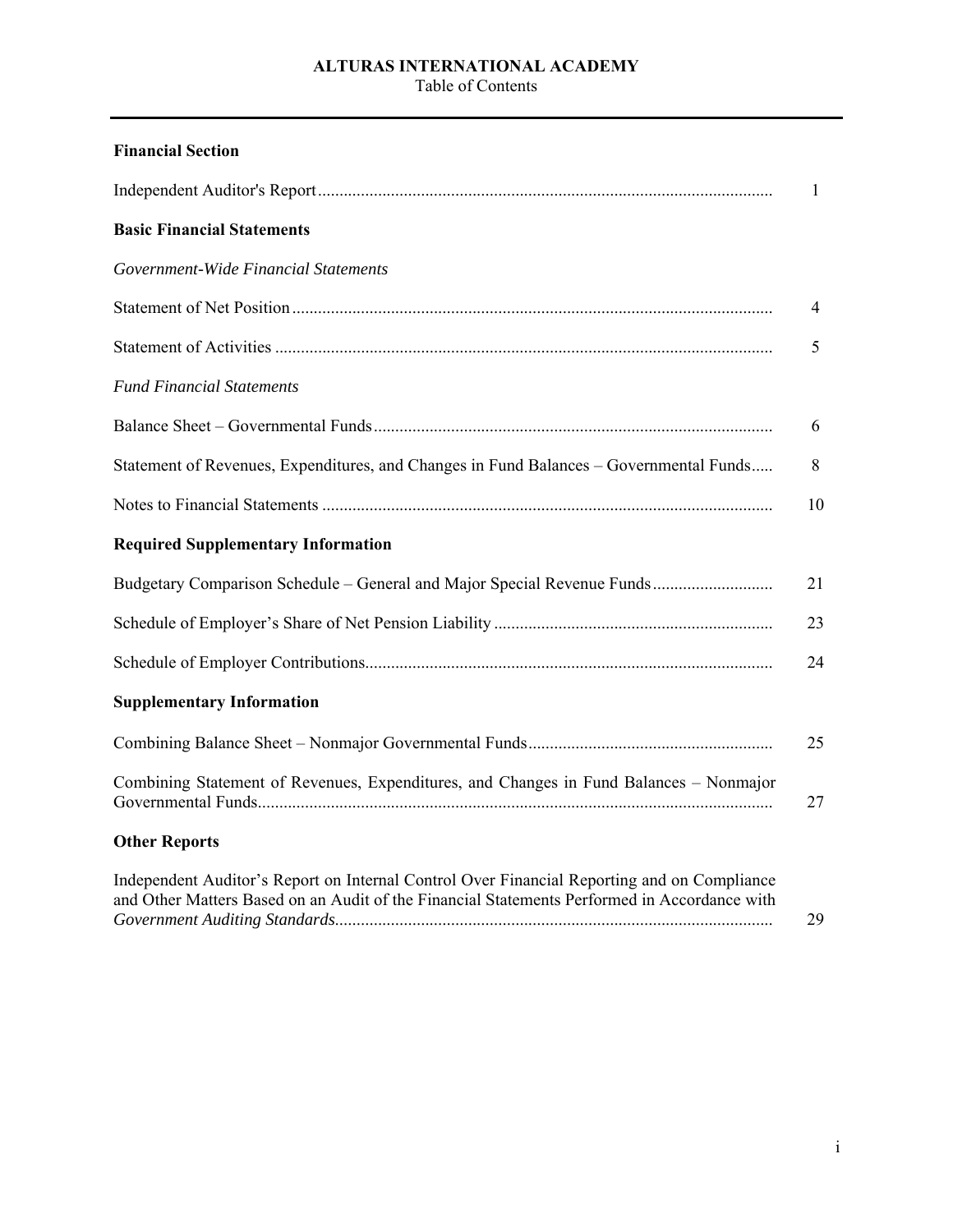# ALTURAS INTERNATIONAL ACADEMY

Table of Contents

**Financial Section**

| | |
|---|---|
| Independent Auditor's Report | 1 |
| **Basic Financial Statements** | |
| *Government-Wide Financial Statements* | |
| Statement of Net Position | 4 |
| Statement of Activities | 5 |
| *Fund Financial Statements* | |
| Balance Sheet – Governmental Funds | 6 |
| Statement of Revenues, Expenditures, and Changes in Fund Balances – Governmental Funds | 8 |
| Notes to Financial Statements | 10 |
| **Required Supplementary Information** | |
| Budgetary Comparison Schedule – General and Major Special Revenue Funds | 21 |
| Schedule of Employer's Share of Net Pension Liability | 23 |
| Schedule of Employer Contributions | 24 |
| **Supplementary Information** | |
| Combining Balance Sheet – Nonmajor Governmental Funds | 25 |
| Combining Statement of Revenues, Expenditures, and Changes in Fund Balances – Nonmajor Governmental Funds | 27 |
| **Other Reports** | |
| Independent Auditor's Report on Internal Control Over Financial Reporting and on Compliance and Other Matters Based on an Audit of the Financial Statements Performed in Accordance with *Government Auditing Standards* | 29 |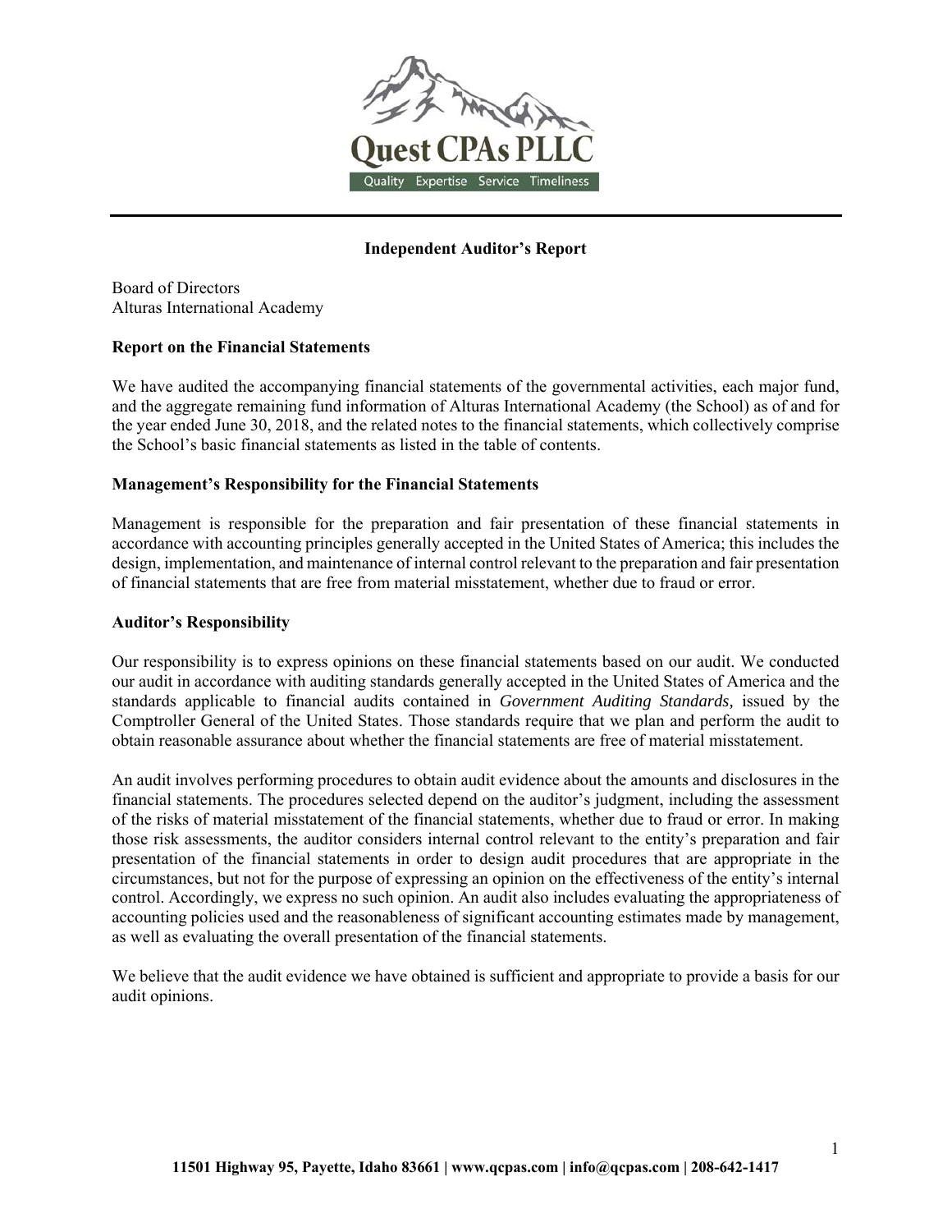# Quest CPAs PLLC

Quality Expertise Service Timeliness

## Independent Auditor's Report

Board of Directors
Alturas International Academy

### Report on the Financial Statements

We have audited the accompanying financial statements of the governmental activities, each major fund, and the aggregate remaining fund information of Alturas International Academy (the School) as of and for the year ended June 30, 2018, and the related notes to the financial statements, which collectively comprise the School's basic financial statements as listed in the table of contents.

### Management's Responsibility for the Financial Statements

Management is responsible for the preparation and fair presentation of these financial statements in accordance with accounting principles generally accepted in the United States of America; this includes the design, implementation, and maintenance of internal control relevant to the preparation and fair presentation of financial statements that are free from material misstatement, whether due to fraud or error.

### Auditor's Responsibility

Our responsibility is to express opinions on these financial statements based on our audit. We conducted our audit in accordance with auditing standards generally accepted in the United States of America and the standards applicable to financial audits contained in *Government Auditing Standards,* issued by the Comptroller General of the United States. Those standards require that we plan and perform the audit to obtain reasonable assurance about whether the financial statements are free of material misstatement.

An audit involves performing procedures to obtain audit evidence about the amounts and disclosures in the financial statements. The procedures selected depend on the auditor's judgment, including the assessment of the risks of material misstatement of the financial statements, whether due to fraud or error. In making those risk assessments, the auditor considers internal control relevant to the entity's preparation and fair presentation of the financial statements in order to design audit procedures that are appropriate in the circumstances, but not for the purpose of expressing an opinion on the effectiveness of the entity's internal control. Accordingly, we express no such opinion. An audit also includes evaluating the appropriateness of accounting policies used and the reasonableness of significant accounting estimates made by management, as well as evaluating the overall presentation of the financial statements.

We believe that the audit evidence we have obtained is sufficient and appropriate to provide a basis for our audit opinions.

11501 Highway 95, Payette, Idaho 83661 | www.qcpas.com | info@qcpas.com | 208-642-1417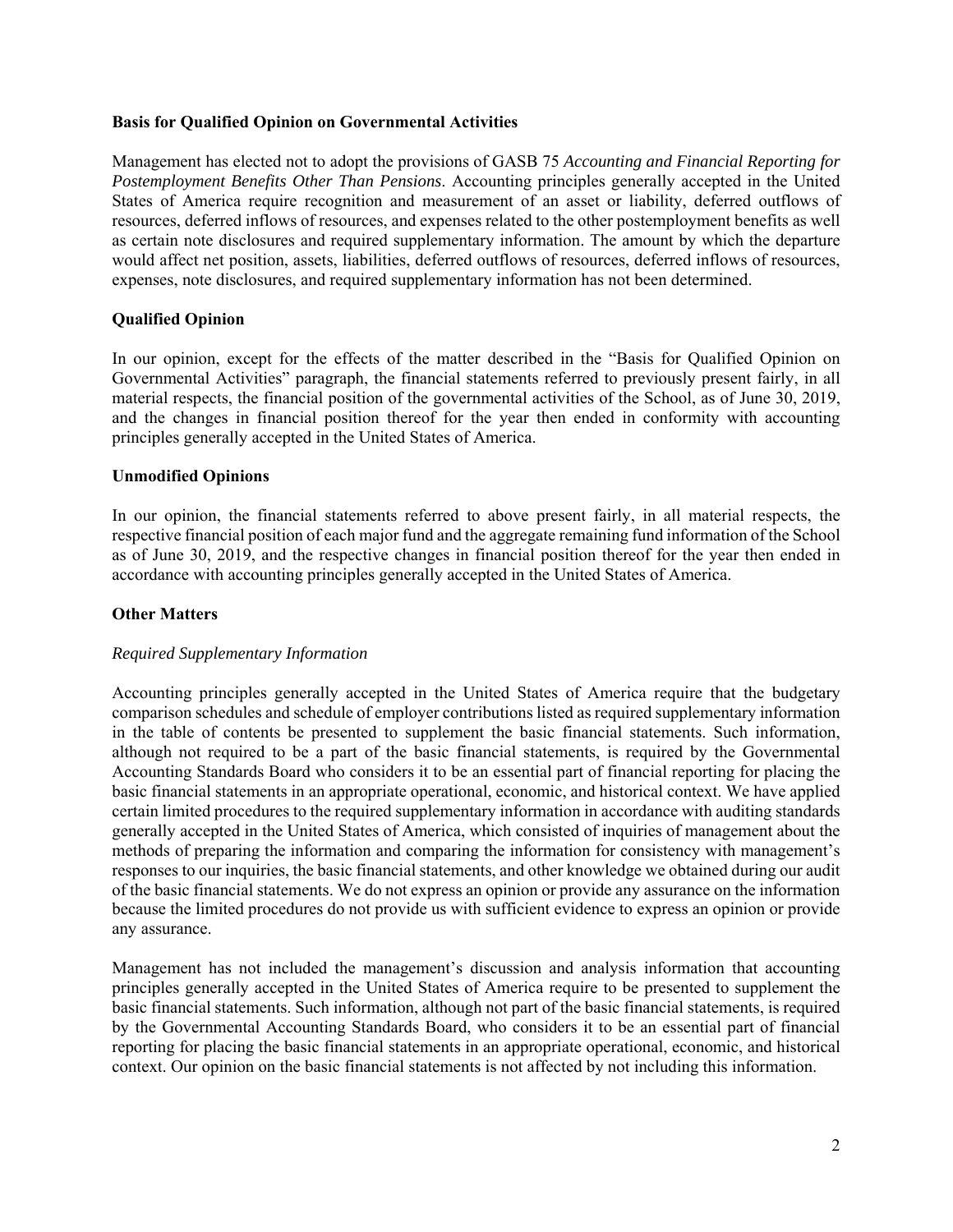**Basis for Qualified Opinion on Governmental Activities**

Management has elected not to adopt the provisions of GASB 75 *Accounting and Financial Reporting for Postemployment Benefits Other Than Pensions*. Accounting principles generally accepted in the United States of America require recognition and measurement of an asset or liability, deferred outflows of resources, deferred inflows of resources, and expenses related to the other postemployment benefits as well as certain note disclosures and required supplementary information. The amount by which the departure would affect net position, assets, liabilities, deferred outflows of resources, deferred inflows of resources, expenses, note disclosures, and required supplementary information has not been determined.

**Qualified Opinion**

In our opinion, except for the effects of the matter described in the "Basis for Qualified Opinion on Governmental Activities" paragraph, the financial statements referred to previously present fairly, in all material respects, the financial position of the governmental activities of the School, as of June 30, 2019, and the changes in financial position thereof for the year then ended in conformity with accounting principles generally accepted in the United States of America.

**Unmodified Opinions**

In our opinion, the financial statements referred to above present fairly, in all material respects, the respective financial position of each major fund and the aggregate remaining fund information of the School as of June 30, 2019, and the respective changes in financial position thereof for the year then ended in accordance with accounting principles generally accepted in the United States of America.

**Other Matters**

*Required Supplementary Information*

Accounting principles generally accepted in the United States of America require that the budgetary comparison schedules and schedule of employer contributions listed as required supplementary information in the table of contents be presented to supplement the basic financial statements. Such information, although not required to be a part of the basic financial statements, is required by the Governmental Accounting Standards Board who considers it to be an essential part of financial reporting for placing the basic financial statements in an appropriate operational, economic, and historical context. We have applied certain limited procedures to the required supplementary information in accordance with auditing standards generally accepted in the United States of America, which consisted of inquiries of management about the methods of preparing the information and comparing the information for consistency with management's responses to our inquiries, the basic financial statements, and other knowledge we obtained during our audit of the basic financial statements. We do not express an opinion or provide any assurance on the information because the limited procedures do not provide us with sufficient evidence to express an opinion or provide any assurance.

Management has not included the management's discussion and analysis information that accounting principles generally accepted in the United States of America require to be presented to supplement the basic financial statements. Such information, although not part of the basic financial statements, is required by the Governmental Accounting Standards Board, who considers it to be an essential part of financial reporting for placing the basic financial statements in an appropriate operational, economic, and historical context. Our opinion on the basic financial statements is not affected by not including this information.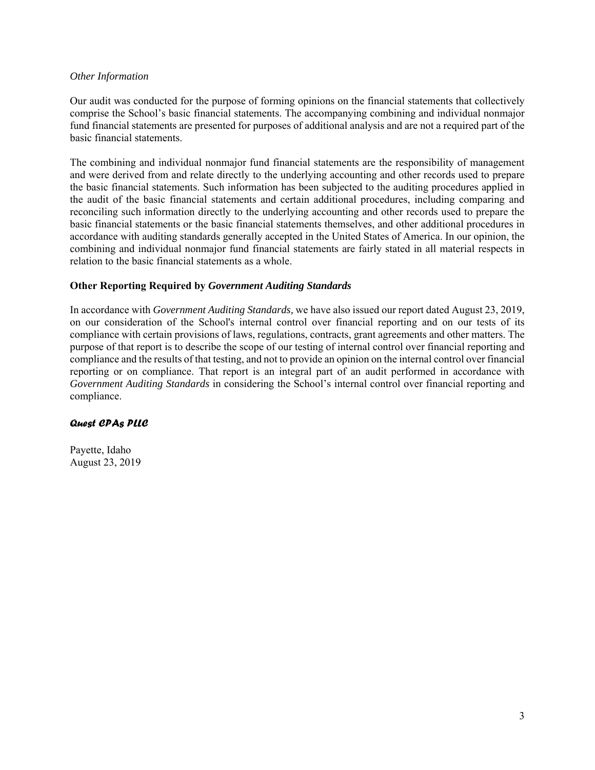*Other Information*

Our audit was conducted for the purpose of forming opinions on the financial statements that collectively comprise the School's basic financial statements. The accompanying combining and individual nonmajor fund financial statements are presented for purposes of additional analysis and are not a required part of the basic financial statements.

The combining and individual nonmajor fund financial statements are the responsibility of management and were derived from and relate directly to the underlying accounting and other records used to prepare the basic financial statements. Such information has been subjected to the auditing procedures applied in the audit of the basic financial statements and certain additional procedures, including comparing and reconciling such information directly to the underlying accounting and other records used to prepare the basic financial statements or the basic financial statements themselves, and other additional procedures in accordance with auditing standards generally accepted in the United States of America. In our opinion, the combining and individual nonmajor fund financial statements are fairly stated in all material respects in relation to the basic financial statements as a whole.

**Other Reporting Required by *Government Auditing Standards***

In accordance with *Government Auditing Standards*, we have also issued our report dated August 23, 2019, on our consideration of the School's internal control over financial reporting and on our tests of its compliance with certain provisions of laws, regulations, contracts, grant agreements and other matters. The purpose of that report is to describe the scope of our testing of internal control over financial reporting and compliance and the results of that testing, and not to provide an opinion on the internal control over financial reporting or on compliance. That report is an integral part of an audit performed in accordance with *Government Auditing Standards* in considering the School's internal control over financial reporting and compliance.

***Quest CPAs PLLC***

Payette, Idaho
August 23, 2019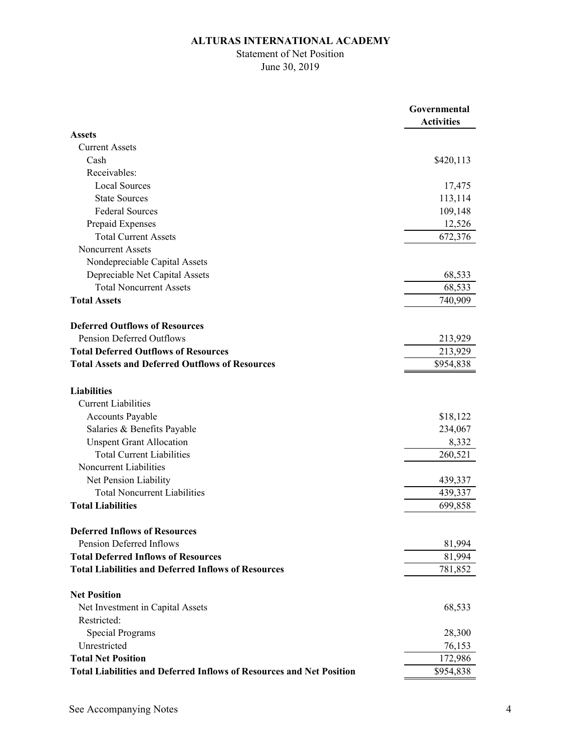# ALTURAS INTERNATIONAL ACADEMY

Statement of Net Position

June 30, 2019

| | Governmental Activities |
|---|---|
| **Assets** | |
| Current Assets | |
| Cash | $420,113 |
| Receivables: | |
| Local Sources | 17,475 |
| State Sources | 113,114 |
| Federal Sources | 109,148 |
| Prepaid Expenses | 12,526 |
| Total Current Assets | 672,376 |
| Noncurrent Assets | |
| Nondepreciable Capital Assets | |
| Depreciable Net Capital Assets | 68,533 |
| Total Noncurrent Assets | 68,533 |
| **Total Assets** | 740,909 |
| | |
| **Deferred Outflows of Resources** | |
| Pension Deferred Outflows | 213,929 |
| **Total Deferred Outflows of Resources** | 213,929 |
| **Total Assets and Deferred Outflows of Resources** | $954,838 |
| | |
| **Liabilities** | |
| Current Liabilities | |
| Accounts Payable | $18,122 |
| Salaries & Benefits Payable | 234,067 |
| Unspent Grant Allocation | 8,332 |
| Total Current Liabilities | 260,521 |
| Noncurrent Liabilities | |
| Net Pension Liability | 439,337 |
| Total Noncurrent Liabilities | 439,337 |
| **Total Liabilities** | 699,858 |
| | |
| **Deferred Inflows of Resources** | |
| Pension Deferred Inflows | 81,994 |
| **Total Deferred Inflows of Resources** | 81,994 |
| **Total Liabilities and Deferred Inflows of Resources** | 781,852 |
| | |
| **Net Position** | |
| Net Investment in Capital Assets | 68,533 |
| Restricted: | |
| Special Programs | 28,300 |
| Unrestricted | 76,153 |
| **Total Net Position** | 172,986 |
| **Total Liabilities and Deferred Inflows of Resources and Net Position** | $954,838 |

See Accompanying Notes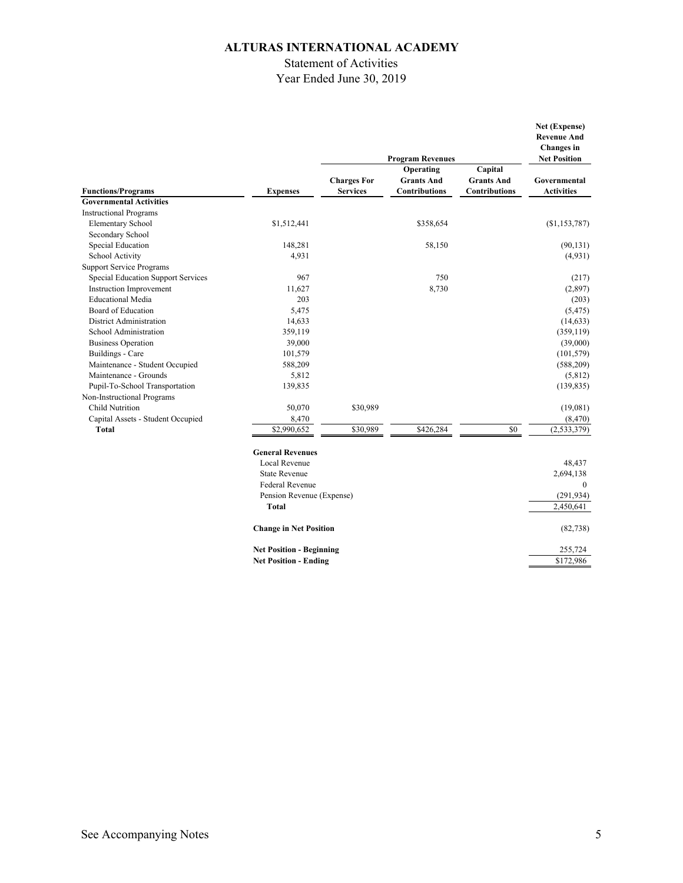# ALTURAS INTERNATIONAL ACADEMY

Statement of Activities

Year Ended June 30, 2019

| | | Program Revenues | | | Net (Expense) Revenue And Changes in Net Position |
|---|---|---|---|---|---|
| **Functions/Programs** | **Expenses** | **Charges For Services** | **Operating Grants And Contributions** | **Capital Grants And Contributions** | **Governmental Activities** |
| **Governmental Activities** | | | | | |
| Instructional Programs | | | | | |
| Elementary School | $1,512,441 | | $358,654 | | ($1,153,787) |
| Secondary School | | | | | |
| Special Education | 148,281 | | 58,150 | | (90,131) |
| School Activity | 4,931 | | | | (4,931) |
| Support Service Programs | | | | | |
| Special Education Support Services | 967 | | 750 | | (217) |
| Instruction Improvement | 11,627 | | 8,730 | | (2,897) |
| Educational Media | 203 | | | | (203) |
| Board of Education | 5,475 | | | | (5,475) |
| District Administration | 14,633 | | | | (14,633) |
| School Administration | 359,119 | | | | (359,119) |
| Business Operation | 39,000 | | | | (39,000) |
| Buildings - Care | 101,579 | | | | (101,579) |
| Maintenance - Student Occupied | 588,209 | | | | (588,209) |
| Maintenance - Grounds | 5,812 | | | | (5,812) |
| Pupil-To-School Transportation | 139,835 | | | | (139,835) |
| Non-Instructional Programs | | | | | |
| Child Nutrition | 50,070 | $30,989 | | | (19,081) |
| Capital Assets - Student Occupied | 8,470 | | | | (8,470) |
| **Total** | $2,990,652 | $30,989 | $426,284 | $0 | (2,533,379) |
| | **General Revenues** | | | | |
| | Local Revenue | | | | 48,437 |
| | State Revenue | | | | 2,694,138 |
| | Federal Revenue | | | | 0 |
| | Pension Revenue (Expense) | | | | (291,934) |
| | **Total** | | | | 2,450,641 |
| | **Change in Net Position** | | | | (82,738) |
| | **Net Position - Beginning** | | | | 255,724 |
| | **Net Position - Ending** | | | | $172,986 |

See Accompanying Notes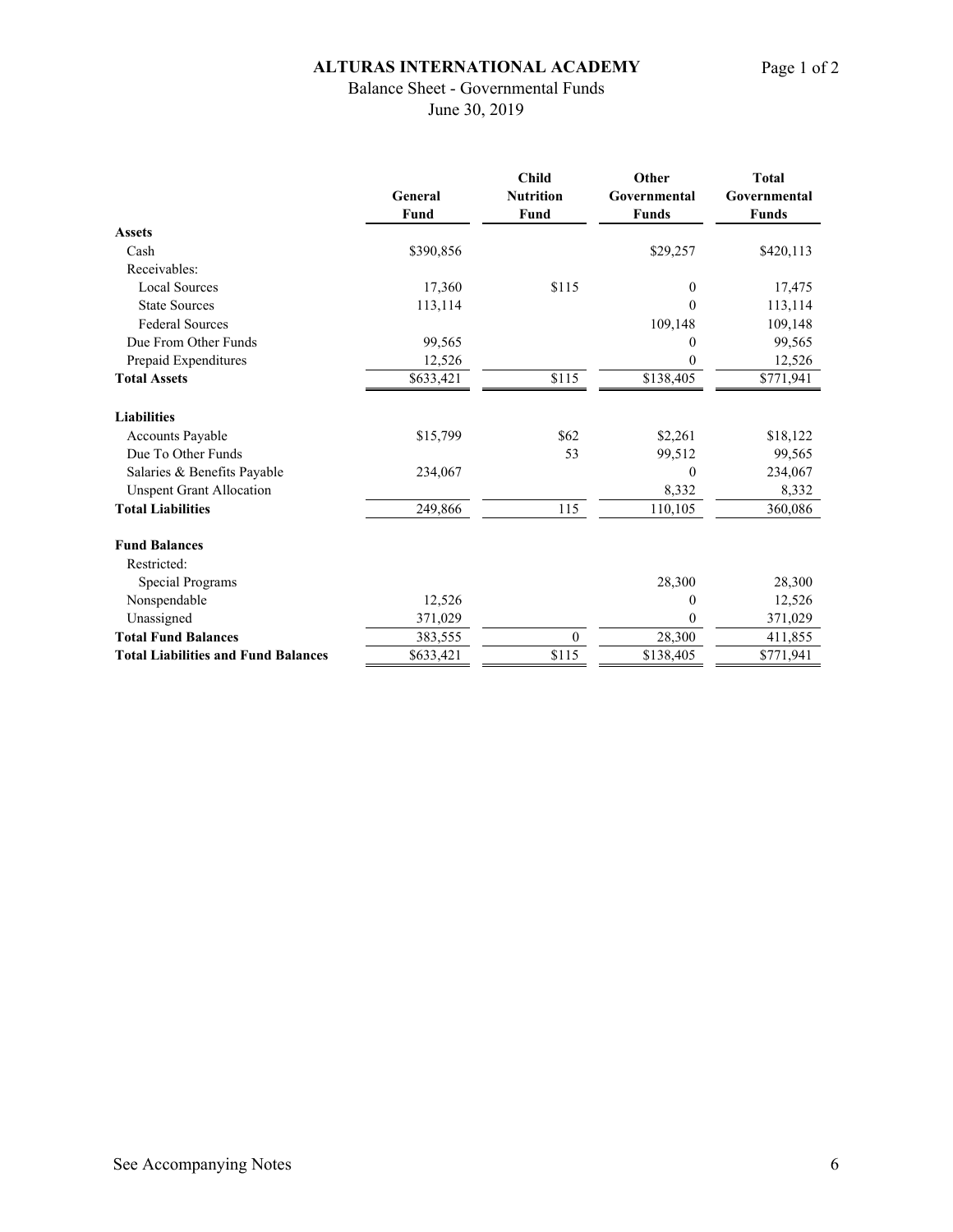# ALTURAS INTERNATIONAL ACADEMY

Balance Sheet - Governmental Funds

June 30, 2019

| | General Fund | Child Nutrition Fund | Other Governmental Funds | Total Governmental Funds |
|---|---|---|---|---|
| **Assets** | | | | |
| Cash | $390,856 | | $29,257 | $420,113 |
| Receivables: | | | | |
| Local Sources | 17,360 | $115 | 0 | 17,475 |
| State Sources | 113,114 | | 0 | 113,114 |
| Federal Sources | | | 109,148 | 109,148 |
| Due From Other Funds | 99,565 | | 0 | 99,565 |
| Prepaid Expenditures | 12,526 | | 0 | 12,526 |
| **Total Assets** | $633,421 | $115 | $138,405 | $771,941 |
| **Liabilities** | | | | |
| Accounts Payable | $15,799 | $62 | $2,261 | $18,122 |
| Due To Other Funds | | 53 | 99,512 | 99,565 |
| Salaries & Benefits Payable | 234,067 | | 0 | 234,067 |
| Unspent Grant Allocation | | | 8,332 | 8,332 |
| **Total Liabilities** | 249,866 | 115 | 110,105 | 360,086 |
| **Fund Balances** | | | | |
| Restricted: | | | | |
| Special Programs | | | 28,300 | 28,300 |
| Nonspendable | 12,526 | | 0 | 12,526 |
| Unassigned | 371,029 | | 0 | 371,029 |
| **Total Fund Balances** | 383,555 | 0 | 28,300 | 411,855 |
| **Total Liabilities and Fund Balances** | $633,421 | $115 | $138,405 | $771,941 |

See Accompanying Notes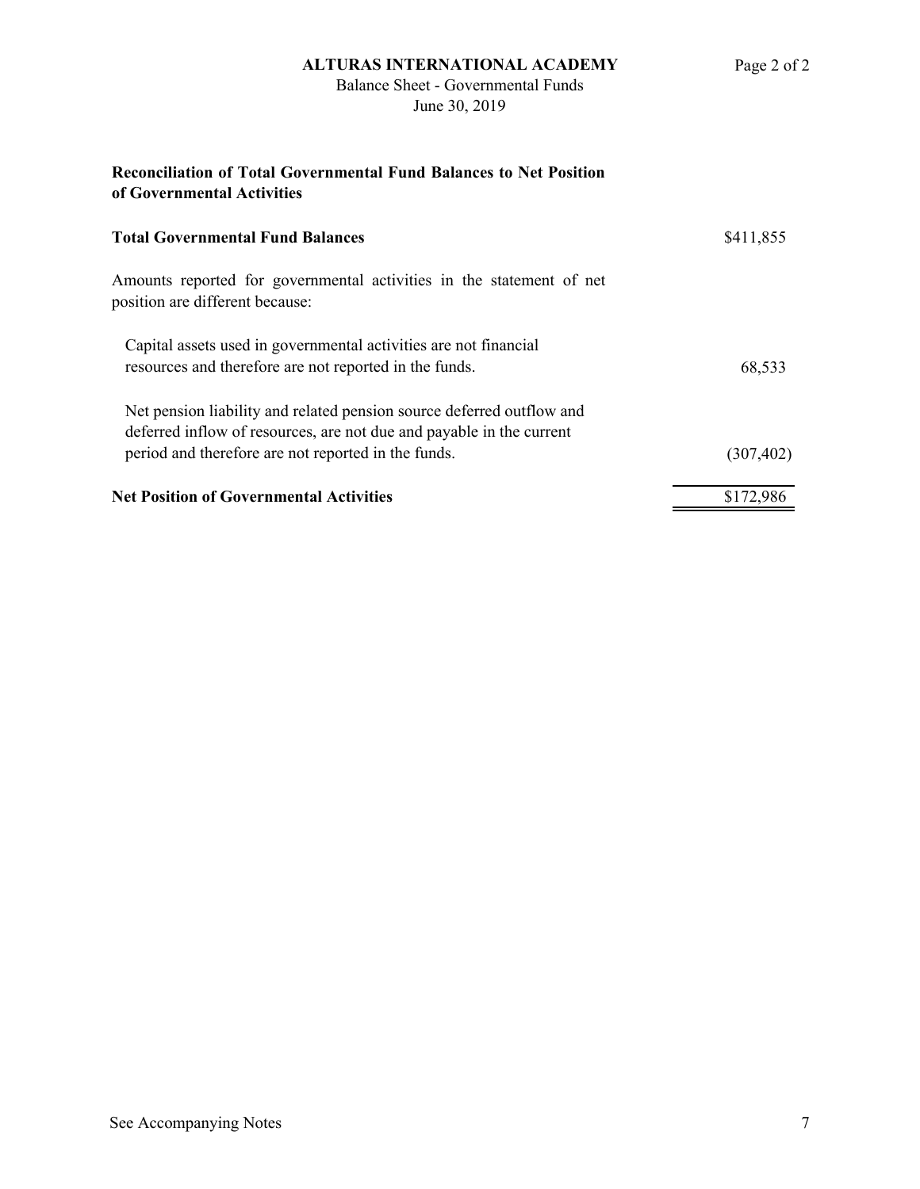# ALTURAS INTERNATIONAL ACADEMY

Balance Sheet - Governmental Funds

June 30, 2019

**Reconciliation of Total Governmental Fund Balances to Net Position of Governmental Activities**

| | |
|---|---|
| **Total Governmental Fund Balances** | $411,855 |
| Amounts reported for governmental activities in the statement of net position are different because: | |
| Capital assets used in governmental activities are not financial resources and therefore are not reported in the funds. | 68,533 |
| Net pension liability and related pension source deferred outflow and deferred inflow of resources, are not due and payable in the current period and therefore are not reported in the funds. | (307,402) |
| **Net Position of Governmental Activities** | $172,986 |

See Accompanying Notes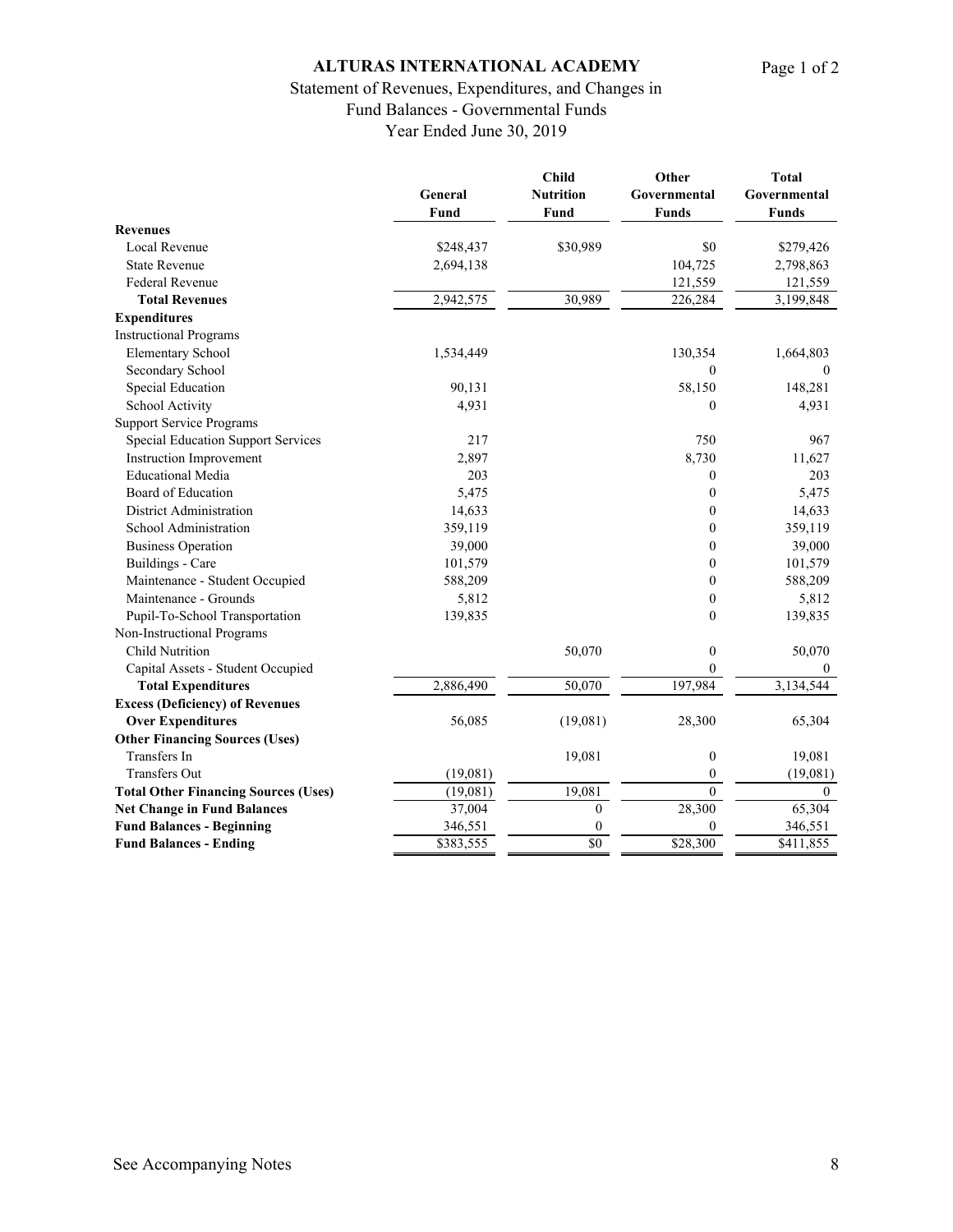# ALTURAS INTERNATIONAL ACADEMY

Statement of Revenues, Expenditures, and Changes in Fund Balances - Governmental Funds
Year Ended June 30, 2019

| | General Fund | Child Nutrition Fund | Other Governmental Funds | Total Governmental Funds |
|---|---|---|---|---|
| **Revenues** | | | | |
| Local Revenue | $248,437 | $30,989 | $0 | $279,426 |
| State Revenue | 2,694,138 | | 104,725 | 2,798,863 |
| Federal Revenue | | | 121,559 | 121,559 |
| **Total Revenues** | 2,942,575 | 30,989 | 226,284 | 3,199,848 |
| **Expenditures** | | | | |
| Instructional Programs | | | | |
| Elementary School | 1,534,449 | | 130,354 | 1,664,803 |
| Secondary School | | | 0 | 0 |
| Special Education | 90,131 | | 58,150 | 148,281 |
| School Activity | 4,931 | | 0 | 4,931 |
| Support Service Programs | | | | |
| Special Education Support Services | 217 | | 750 | 967 |
| Instruction Improvement | 2,897 | | 8,730 | 11,627 |
| Educational Media | 203 | | 0 | 203 |
| Board of Education | 5,475 | | 0 | 5,475 |
| District Administration | 14,633 | | 0 | 14,633 |
| School Administration | 359,119 | | 0 | 359,119 |
| Business Operation | 39,000 | | 0 | 39,000 |
| Buildings - Care | 101,579 | | 0 | 101,579 |
| Maintenance - Student Occupied | 588,209 | | 0 | 588,209 |
| Maintenance - Grounds | 5,812 | | 0 | 5,812 |
| Pupil-To-School Transportation | 139,835 | | 0 | 139,835 |
| Non-Instructional Programs | | | | |
| Child Nutrition | | 50,070 | 0 | 50,070 |
| Capital Assets - Student Occupied | | | 0 | 0 |
| **Total Expenditures** | 2,886,490 | 50,070 | 197,984 | 3,134,544 |
| **Excess (Deficiency) of Revenues Over Expenditures** | 56,085 | (19,081) | 28,300 | 65,304 |
| **Other Financing Sources (Uses)** | | | | |
| Transfers In | | 19,081 | 0 | 19,081 |
| Transfers Out | (19,081) | | 0 | (19,081) |
| **Total Other Financing Sources (Uses)** | (19,081) | 19,081 | 0 | 0 |
| **Net Change in Fund Balances** | 37,004 | 0 | 28,300 | 65,304 |
| **Fund Balances - Beginning** | 346,551 | 0 | 0 | 346,551 |
| **Fund Balances - Ending** | $383,555 | $0 | $28,300 | $411,855 |

See Accompanying Notes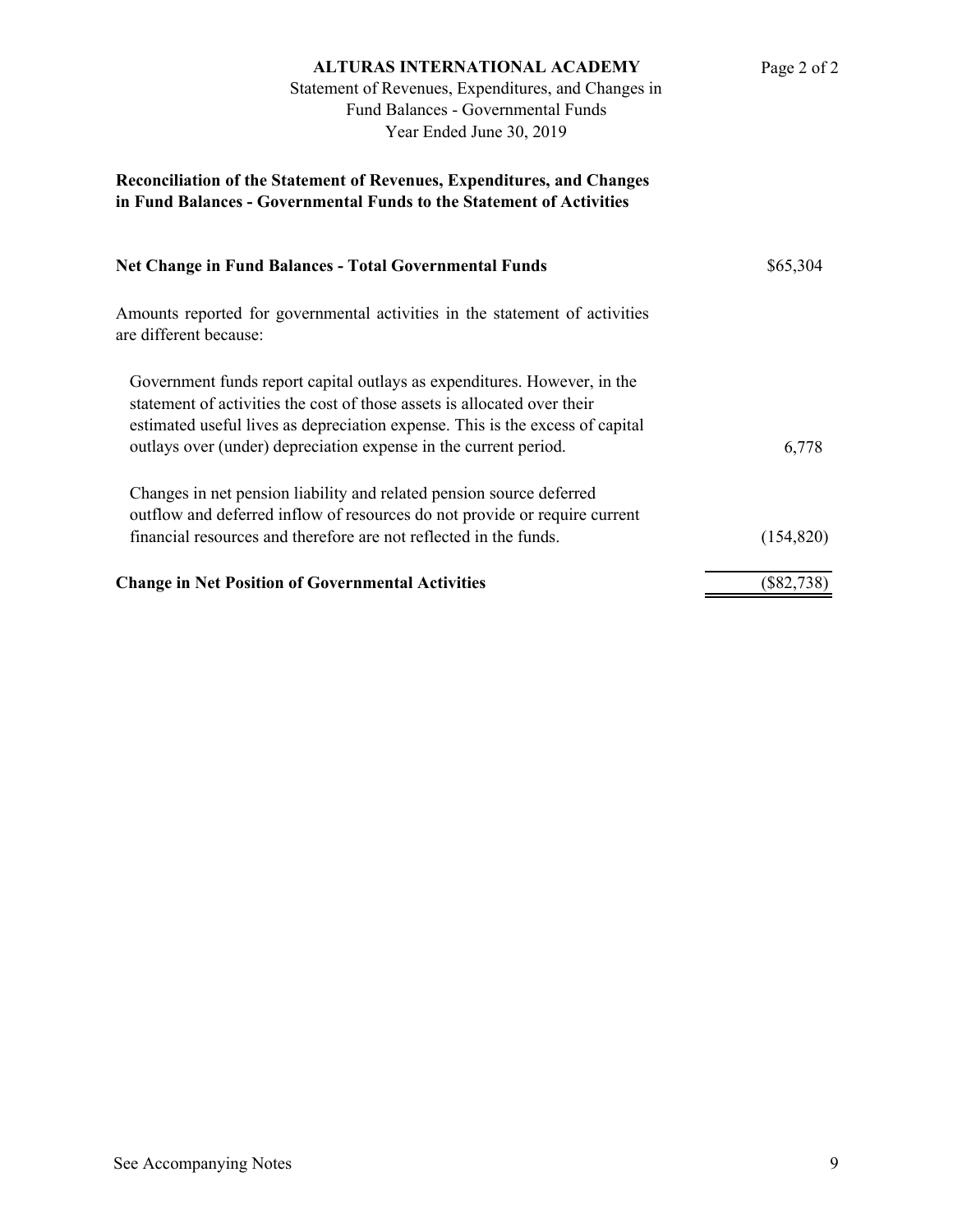# ALTURAS INTERNATIONAL ACADEMY

Statement of Revenues, Expenditures, and Changes in Fund Balances - Governmental Funds
Year Ended June 30, 2019

## Reconciliation of the Statement of Revenues, Expenditures, and Changes in Fund Balances - Governmental Funds to the Statement of Activities

| | |
|---|---|
| **Net Change in Fund Balances - Total Governmental Funds** | $65,304 |
| Amounts reported for governmental activities in the statement of activities are different because: | |
| Government funds report capital outlays as expenditures. However, in the statement of activities the cost of those assets is allocated over their estimated useful lives as depreciation expense. This is the excess of capital outlays over (under) depreciation expense in the current period. | 6,778 |
| Changes in net pension liability and related pension source deferred outflow and deferred inflow of resources do not provide or require current financial resources and therefore are not reflected in the funds. | (154,820) |
| **Change in Net Position of Governmental Activities** | ($82,738) |

See Accompanying Notes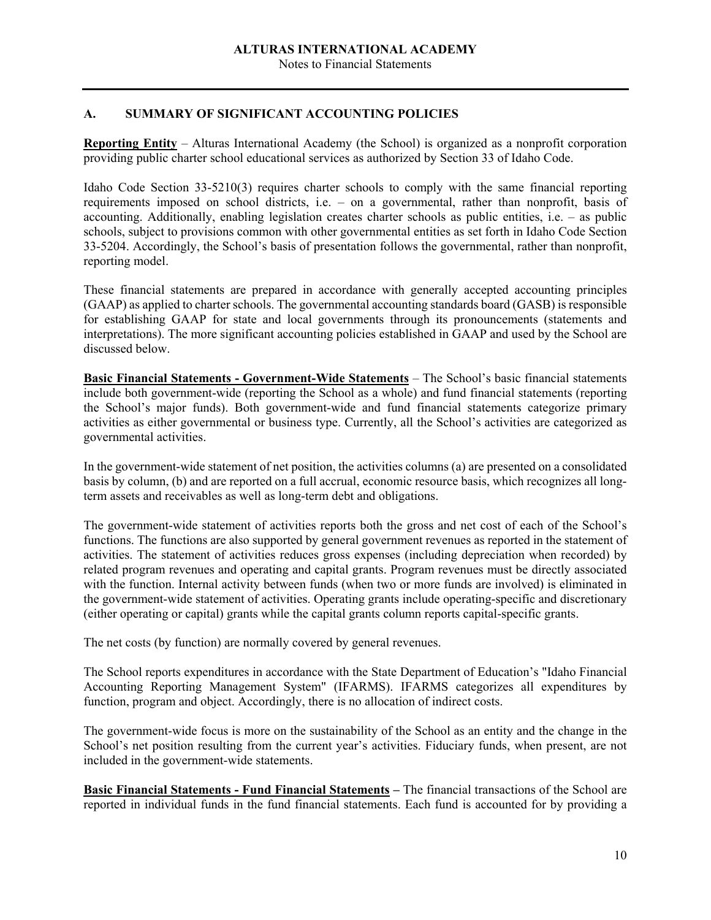## A. SUMMARY OF SIGNIFICANT ACCOUNTING POLICIES

**Reporting Entity** – Alturas International Academy (the School) is organized as a nonprofit corporation providing public charter school educational services as authorized by Section 33 of Idaho Code.

Idaho Code Section 33-5210(3) requires charter schools to comply with the same financial reporting requirements imposed on school districts, i.e. – on a governmental, rather than nonprofit, basis of accounting. Additionally, enabling legislation creates charter schools as public entities, i.e. – as public schools, subject to provisions common with other governmental entities as set forth in Idaho Code Section 33-5204. Accordingly, the School's basis of presentation follows the governmental, rather than nonprofit, reporting model.

These financial statements are prepared in accordance with generally accepted accounting principles (GAAP) as applied to charter schools. The governmental accounting standards board (GASB) is responsible for establishing GAAP for state and local governments through its pronouncements (statements and interpretations). The more significant accounting policies established in GAAP and used by the School are discussed below.

**Basic Financial Statements - Government-Wide Statements** – The School's basic financial statements include both government-wide (reporting the School as a whole) and fund financial statements (reporting the School's major funds). Both government-wide and fund financial statements categorize primary activities as either governmental or business type. Currently, all the School's activities are categorized as governmental activities.

In the government-wide statement of net position, the activities columns (a) are presented on a consolidated basis by column, (b) and are reported on a full accrual, economic resource basis, which recognizes all long-term assets and receivables as well as long-term debt and obligations.

The government-wide statement of activities reports both the gross and net cost of each of the School's functions. The functions are also supported by general government revenues as reported in the statement of activities. The statement of activities reduces gross expenses (including depreciation when recorded) by related program revenues and operating and capital grants. Program revenues must be directly associated with the function. Internal activity between funds (when two or more funds are involved) is eliminated in the government-wide statement of activities. Operating grants include operating-specific and discretionary (either operating or capital) grants while the capital grants column reports capital-specific grants.

The net costs (by function) are normally covered by general revenues.

The School reports expenditures in accordance with the State Department of Education's "Idaho Financial Accounting Reporting Management System" (IFARMS). IFARMS categorizes all expenditures by function, program and object. Accordingly, there is no allocation of indirect costs.

The government-wide focus is more on the sustainability of the School as an entity and the change in the School's net position resulting from the current year's activities. Fiduciary funds, when present, are not included in the government-wide statements.

**Basic Financial Statements - Fund Financial Statements** – The financial transactions of the School are reported in individual funds in the fund financial statements. Each fund is accounted for by providing a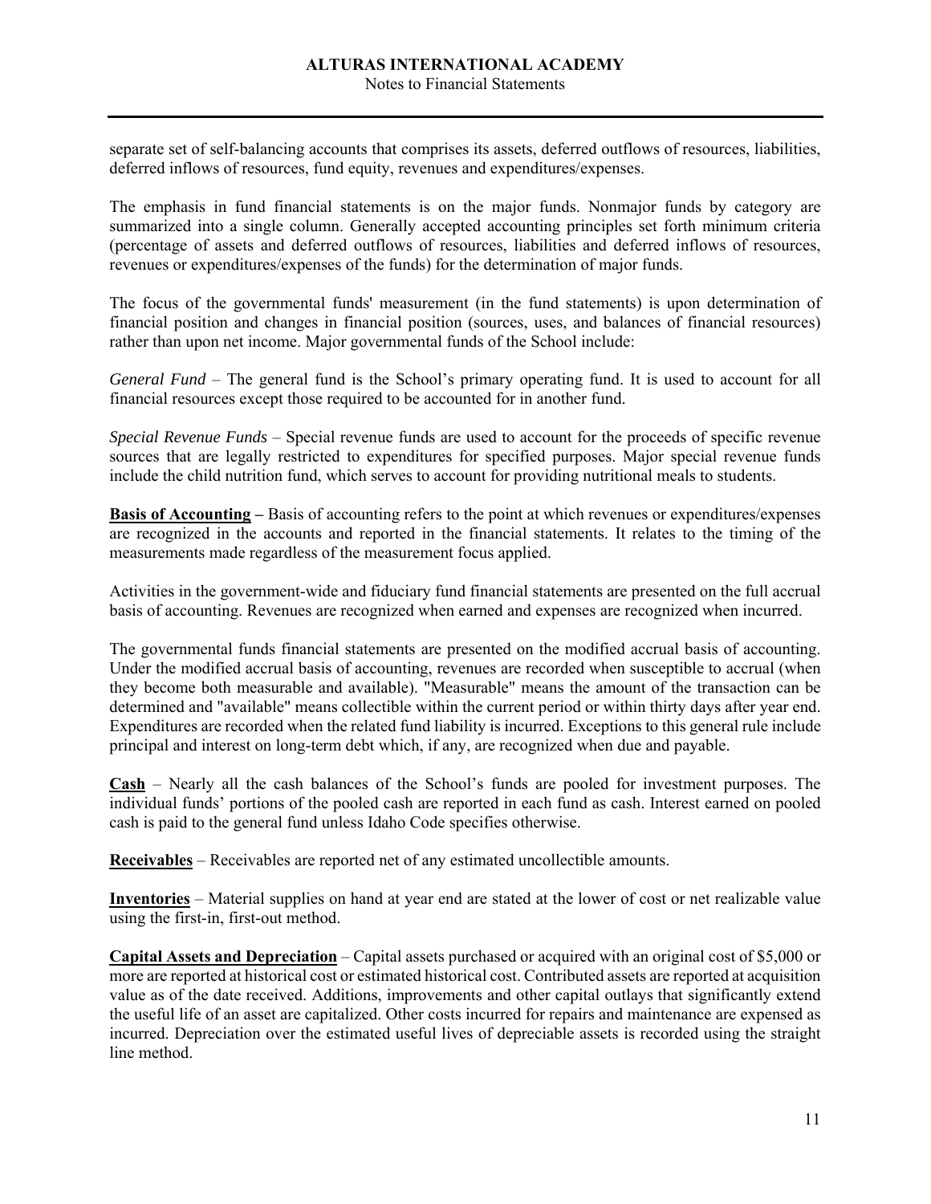separate set of self-balancing accounts that comprises its assets, deferred outflows of resources, liabilities, deferred inflows of resources, fund equity, revenues and expenditures/expenses.

The emphasis in fund financial statements is on the major funds. Nonmajor funds by category are summarized into a single column. Generally accepted accounting principles set forth minimum criteria (percentage of assets and deferred outflows of resources, liabilities and deferred inflows of resources, revenues or expenditures/expenses of the funds) for the determination of major funds.

The focus of the governmental funds' measurement (in the fund statements) is upon determination of financial position and changes in financial position (sources, uses, and balances of financial resources) rather than upon net income. Major governmental funds of the School include:

*General Fund* – The general fund is the School's primary operating fund. It is used to account for all financial resources except those required to be accounted for in another fund.

*Special Revenue Funds* – Special revenue funds are used to account for the proceeds of specific revenue sources that are legally restricted to expenditures for specified purposes. Major special revenue funds include the child nutrition fund, which serves to account for providing nutritional meals to students.

**Basis of Accounting –** Basis of accounting refers to the point at which revenues or expenditures/expenses are recognized in the accounts and reported in the financial statements. It relates to the timing of the measurements made regardless of the measurement focus applied.

Activities in the government-wide and fiduciary fund financial statements are presented on the full accrual basis of accounting. Revenues are recognized when earned and expenses are recognized when incurred.

The governmental funds financial statements are presented on the modified accrual basis of accounting. Under the modified accrual basis of accounting, revenues are recorded when susceptible to accrual (when they become both measurable and available). "Measurable" means the amount of the transaction can be determined and "available" means collectible within the current period or within thirty days after year end. Expenditures are recorded when the related fund liability is incurred. Exceptions to this general rule include principal and interest on long-term debt which, if any, are recognized when due and payable.

**Cash** – Nearly all the cash balances of the School's funds are pooled for investment purposes. The individual funds' portions of the pooled cash are reported in each fund as cash. Interest earned on pooled cash is paid to the general fund unless Idaho Code specifies otherwise.

**Receivables** – Receivables are reported net of any estimated uncollectible amounts.

**Inventories** – Material supplies on hand at year end are stated at the lower of cost or net realizable value using the first-in, first-out method.

**Capital Assets and Depreciation** – Capital assets purchased or acquired with an original cost of $5,000 or more are reported at historical cost or estimated historical cost. Contributed assets are reported at acquisition value as of the date received. Additions, improvements and other capital outlays that significantly extend the useful life of an asset are capitalized. Other costs incurred for repairs and maintenance are expensed as incurred. Depreciation over the estimated useful lives of depreciable assets is recorded using the straight line method.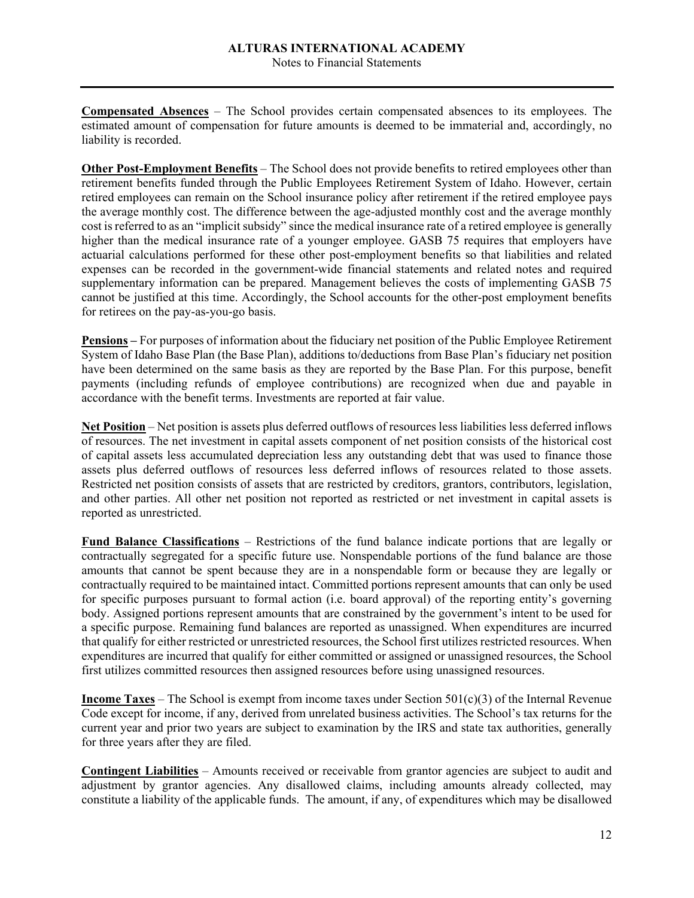**Compensated Absences** – The School provides certain compensated absences to its employees. The estimated amount of compensation for future amounts is deemed to be immaterial and, accordingly, no liability is recorded.

**Other Post-Employment Benefits** – The School does not provide benefits to retired employees other than retirement benefits funded through the Public Employees Retirement System of Idaho. However, certain retired employees can remain on the School insurance policy after retirement if the retired employee pays the average monthly cost. The difference between the age-adjusted monthly cost and the average monthly cost is referred to as an "implicit subsidy" since the medical insurance rate of a retired employee is generally higher than the medical insurance rate of a younger employee. GASB 75 requires that employers have actuarial calculations performed for these other post-employment benefits so that liabilities and related expenses can be recorded in the government-wide financial statements and related notes and required supplementary information can be prepared. Management believes the costs of implementing GASB 75 cannot be justified at this time. Accordingly, the School accounts for the other-post employment benefits for retirees on the pay-as-you-go basis.

**Pensions –** For purposes of information about the fiduciary net position of the Public Employee Retirement System of Idaho Base Plan (the Base Plan), additions to/deductions from Base Plan's fiduciary net position have been determined on the same basis as they are reported by the Base Plan. For this purpose, benefit payments (including refunds of employee contributions) are recognized when due and payable in accordance with the benefit terms. Investments are reported at fair value.

**Net Position** – Net position is assets plus deferred outflows of resources less liabilities less deferred inflows of resources. The net investment in capital assets component of net position consists of the historical cost of capital assets less accumulated depreciation less any outstanding debt that was used to finance those assets plus deferred outflows of resources less deferred inflows of resources related to those assets. Restricted net position consists of assets that are restricted by creditors, grantors, contributors, legislation, and other parties. All other net position not reported as restricted or net investment in capital assets is reported as unrestricted.

**Fund Balance Classifications** – Restrictions of the fund balance indicate portions that are legally or contractually segregated for a specific future use. Nonspendable portions of the fund balance are those amounts that cannot be spent because they are in a nonspendable form or because they are legally or contractually required to be maintained intact. Committed portions represent amounts that can only be used for specific purposes pursuant to formal action (i.e. board approval) of the reporting entity's governing body. Assigned portions represent amounts that are constrained by the government's intent to be used for a specific purpose. Remaining fund balances are reported as unassigned. When expenditures are incurred that qualify for either restricted or unrestricted resources, the School first utilizes restricted resources. When expenditures are incurred that qualify for either committed or assigned or unassigned resources, the School first utilizes committed resources then assigned resources before using unassigned resources.

**Income Taxes** – The School is exempt from income taxes under Section 501(c)(3) of the Internal Revenue Code except for income, if any, derived from unrelated business activities. The School's tax returns for the current year and prior two years are subject to examination by the IRS and state tax authorities, generally for three years after they are filed.

**Contingent Liabilities** – Amounts received or receivable from grantor agencies are subject to audit and adjustment by grantor agencies. Any disallowed claims, including amounts already collected, may constitute a liability of the applicable funds. The amount, if any, of expenditures which may be disallowed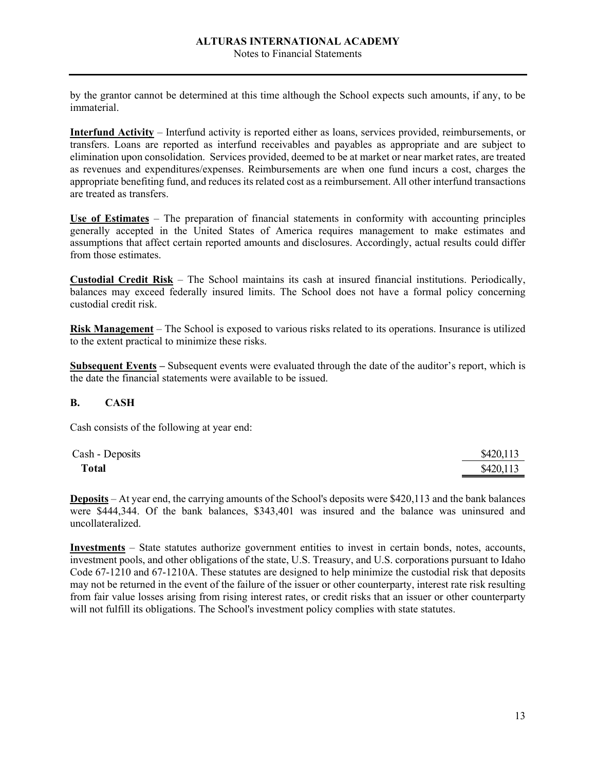by the grantor cannot be determined at this time although the School expects such amounts, if any, to be immaterial.

**Interfund Activity** – Interfund activity is reported either as loans, services provided, reimbursements, or transfers. Loans are reported as interfund receivables and payables as appropriate and are subject to elimination upon consolidation. Services provided, deemed to be at market or near market rates, are treated as revenues and expenditures/expenses. Reimbursements are when one fund incurs a cost, charges the appropriate benefiting fund, and reduces its related cost as a reimbursement. All other interfund transactions are treated as transfers.

**Use of Estimates** – The preparation of financial statements in conformity with accounting principles generally accepted in the United States of America requires management to make estimates and assumptions that affect certain reported amounts and disclosures. Accordingly, actual results could differ from those estimates.

**Custodial Credit Risk** – The School maintains its cash at insured financial institutions. Periodically, balances may exceed federally insured limits. The School does not have a formal policy concerning custodial credit risk.

**Risk Management** – The School is exposed to various risks related to its operations. Insurance is utilized to the extent practical to minimize these risks.

**Subsequent Events –** Subsequent events were evaluated through the date of the auditor's report, which is the date the financial statements were available to be issued.

## B. CASH

Cash consists of the following at year end:

| | |
|---|---|
| Cash - Deposits | $420,113 |
| **Total** | $420,113 |

**Deposits** – At year end, the carrying amounts of the School's deposits were $420,113 and the bank balances were $444,344. Of the bank balances, $343,401 was insured and the balance was uninsured and uncollateralized.

**Investments** – State statutes authorize government entities to invest in certain bonds, notes, accounts, investment pools, and other obligations of the state, U.S. Treasury, and U.S. corporations pursuant to Idaho Code 67-1210 and 67-1210A. These statutes are designed to help minimize the custodial risk that deposits may not be returned in the event of the failure of the issuer or other counterparty, interest rate risk resulting from fair value losses arising from rising interest rates, or credit risks that an issuer or other counterparty will not fulfill its obligations. The School's investment policy complies with state statutes.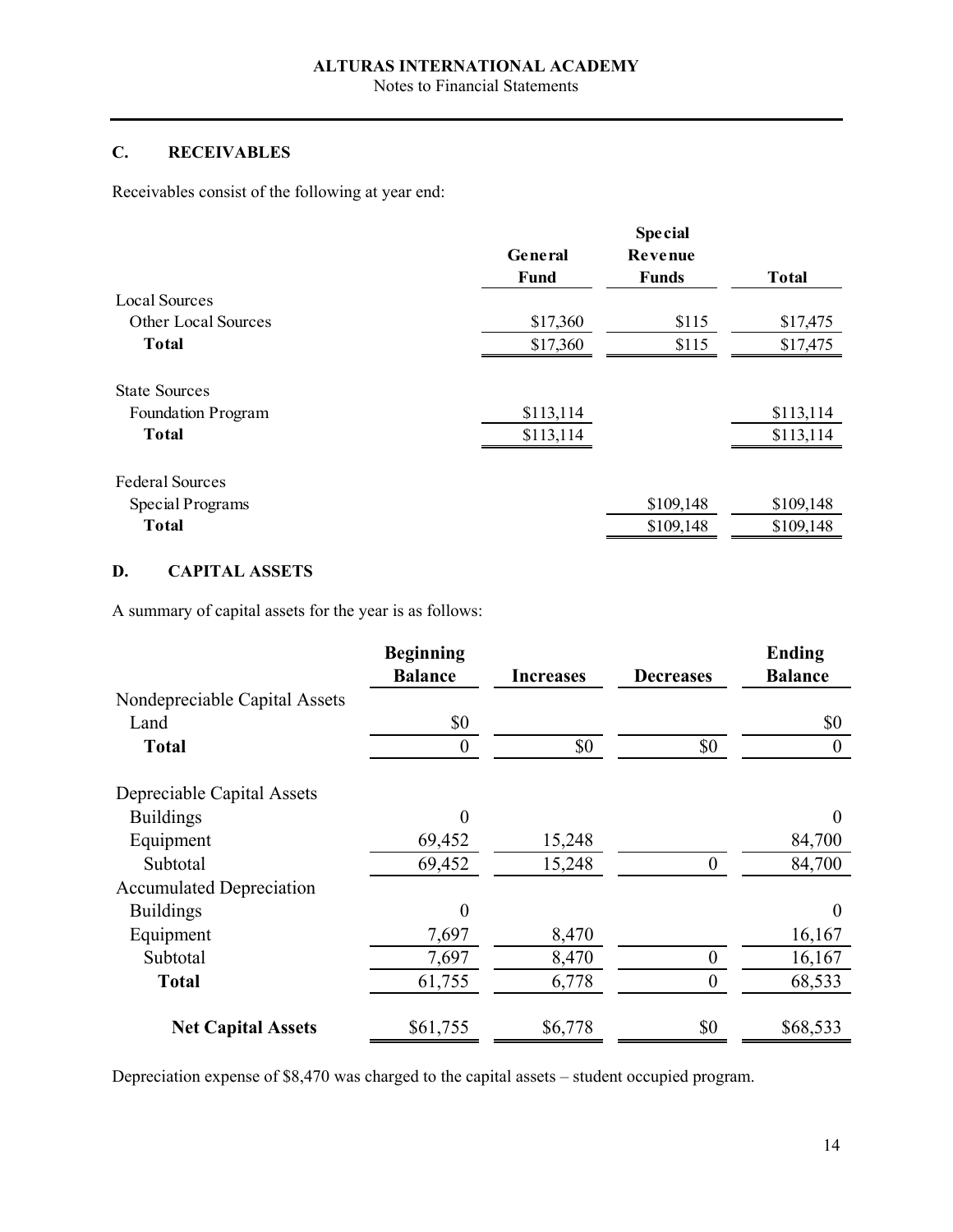## C. RECEIVABLES

Receivables consist of the following at year end:

| | General Fund | Special Revenue Funds | Total |
|---|---|---|---|
| Local Sources | | | |
| Other Local Sources | $17,360 | $115 | $17,475 |
| **Total** | $17,360 | $115 | $17,475 |
| | | | |
| State Sources | | | |
| Foundation Program | $113,114 | | $113,114 |
| **Total** | $113,114 | | $113,114 |
| | | | |
| Federal Sources | | | |
| Special Programs | | $109,148 | $109,148 |
| **Total** | | $109,148 | $109,148 |

## D. CAPITAL ASSETS

A summary of capital assets for the year is as follows:

| | Beginning Balance | Increases | Decreases | Ending Balance |
|---|---|---|---|---|
| Nondepreciable Capital Assets | | | | |
| Land | $0 | | | $0 |
| **Total** | 0 | $0 | $0 | 0 |
| | | | | |
| Depreciable Capital Assets | | | | |
| Buildings | 0 | | | 0 |
| Equipment | 69,452 | 15,248 | | 84,700 |
| Subtotal | 69,452 | 15,248 | 0 | 84,700 |
| Accumulated Depreciation | | | | |
| Buildings | 0 | | | 0 |
| Equipment | 7,697 | 8,470 | | 16,167 |
| Subtotal | 7,697 | 8,470 | 0 | 16,167 |
| **Total** | 61,755 | 6,778 | 0 | 68,533 |
| | | | | |
| **Net Capital Assets** | $61,755 | $6,778 | $0 | $68,533 |

Depreciation expense of $8,470 was charged to the capital assets – student occupied program.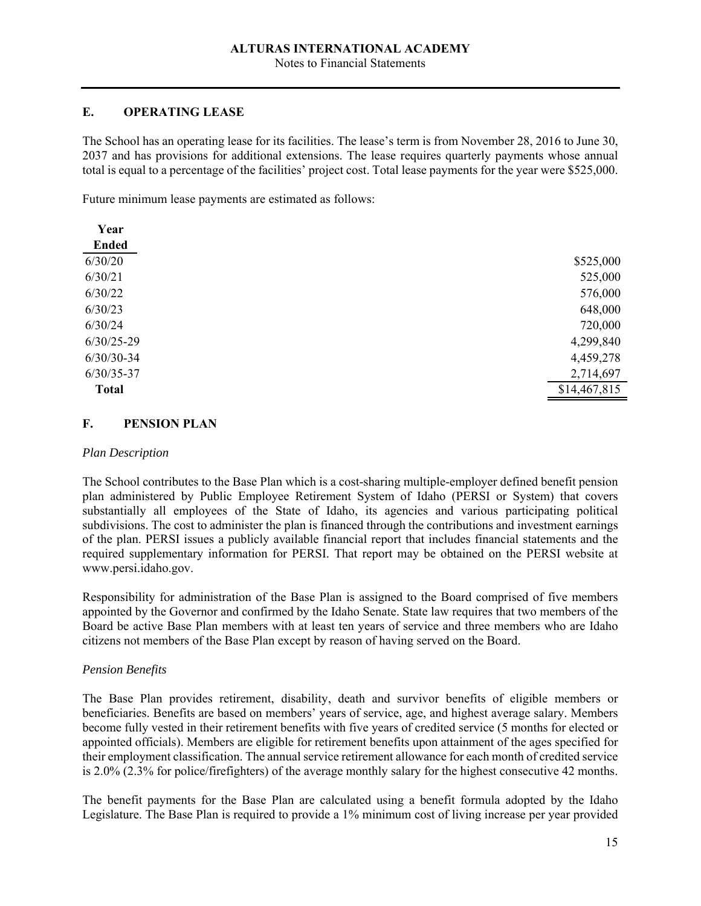## E. OPERATING LEASE

The School has an operating lease for its facilities. The lease's term is from November 28, 2016 to June 30, 2037 and has provisions for additional extensions. The lease requires quarterly payments whose annual total is equal to a percentage of the facilities' project cost. Total lease payments for the year were $525,000.

Future minimum lease payments are estimated as follows:

| Year Ended | |
|---|---:|
| 6/30/20 | $525,000 |
| 6/30/21 | 525,000 |
| 6/30/22 | 576,000 |
| 6/30/23 | 648,000 |
| 6/30/24 | 720,000 |
| 6/30/25-29 | 4,299,840 |
| 6/30/30-34 | 4,459,278 |
| 6/30/35-37 | 2,714,697 |
| **Total** | $14,467,815 |

## F. PENSION PLAN

*Plan Description*

The School contributes to the Base Plan which is a cost-sharing multiple-employer defined benefit pension plan administered by Public Employee Retirement System of Idaho (PERSI or System) that covers substantially all employees of the State of Idaho, its agencies and various participating political subdivisions. The cost to administer the plan is financed through the contributions and investment earnings of the plan. PERSI issues a publicly available financial report that includes financial statements and the required supplementary information for PERSI. That report may be obtained on the PERSI website at www.persi.idaho.gov.

Responsibility for administration of the Base Plan is assigned to the Board comprised of five members appointed by the Governor and confirmed by the Idaho Senate. State law requires that two members of the Board be active Base Plan members with at least ten years of service and three members who are Idaho citizens not members of the Base Plan except by reason of having served on the Board.

*Pension Benefits*

The Base Plan provides retirement, disability, death and survivor benefits of eligible members or beneficiaries. Benefits are based on members' years of service, age, and highest average salary. Members become fully vested in their retirement benefits with five years of credited service (5 months for elected or appointed officials). Members are eligible for retirement benefits upon attainment of the ages specified for their employment classification. The annual service retirement allowance for each month of credited service is 2.0% (2.3% for police/firefighters) of the average monthly salary for the highest consecutive 42 months.

The benefit payments for the Base Plan are calculated using a benefit formula adopted by the Idaho Legislature. The Base Plan is required to provide a 1% minimum cost of living increase per year provided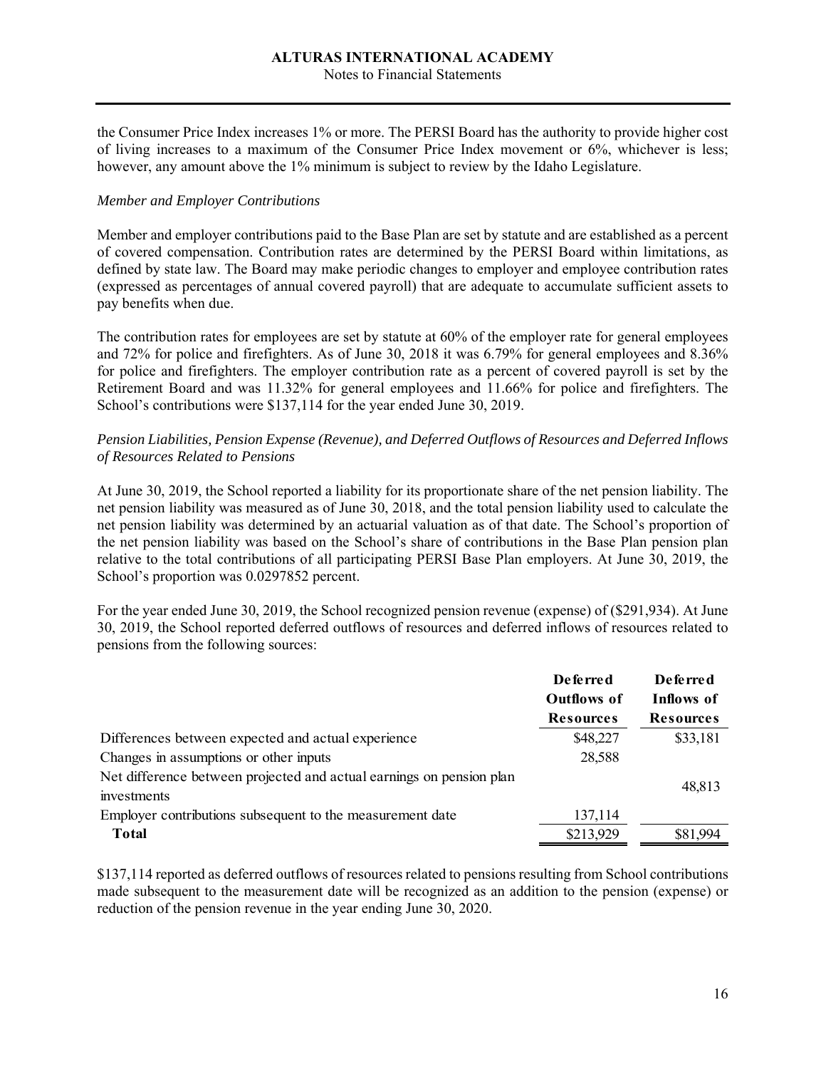the Consumer Price Index increases 1% or more. The PERSI Board has the authority to provide higher cost of living increases to a maximum of the Consumer Price Index movement or 6%, whichever is less; however, any amount above the 1% minimum is subject to review by the Idaho Legislature.

*Member and Employer Contributions*

Member and employer contributions paid to the Base Plan are set by statute and are established as a percent of covered compensation. Contribution rates are determined by the PERSI Board within limitations, as defined by state law. The Board may make periodic changes to employer and employee contribution rates (expressed as percentages of annual covered payroll) that are adequate to accumulate sufficient assets to pay benefits when due.

The contribution rates for employees are set by statute at 60% of the employer rate for general employees and 72% for police and firefighters. As of June 30, 2018 it was 6.79% for general employees and 8.36% for police and firefighters. The employer contribution rate as a percent of covered payroll is set by the Retirement Board and was 11.32% for general employees and 11.66% for police and firefighters. The School's contributions were $137,114 for the year ended June 30, 2019.

*Pension Liabilities, Pension Expense (Revenue), and Deferred Outflows of Resources and Deferred Inflows of Resources Related to Pensions*

At June 30, 2019, the School reported a liability for its proportionate share of the net pension liability. The net pension liability was measured as of June 30, 2018, and the total pension liability used to calculate the net pension liability was determined by an actuarial valuation as of that date. The School's proportion of the net pension liability was based on the School's share of contributions in the Base Plan pension plan relative to the total contributions of all participating PERSI Base Plan employers. At June 30, 2019, the School's proportion was 0.0297852 percent.

For the year ended June 30, 2019, the School recognized pension revenue (expense) of ($291,934). At June 30, 2019, the School reported deferred outflows of resources and deferred inflows of resources related to pensions from the following sources:

| | Deferred Outflows of Resources | Deferred Inflows of Resources |
|---|---|---|
| Differences between expected and actual experience | $48,227 | $33,181 |
| Changes in assumptions or other inputs | 28,588 | |
| Net difference between projected and actual earnings on pension plan investments | | 48,813 |
| Employer contributions subsequent to the measurement date | 137,114 | |
| **Total** | $213,929 | $81,994 |

$137,114 reported as deferred outflows of resources related to pensions resulting from School contributions made subsequent to the measurement date will be recognized as an addition to the pension (expense) or reduction of the pension revenue in the year ending June 30, 2020.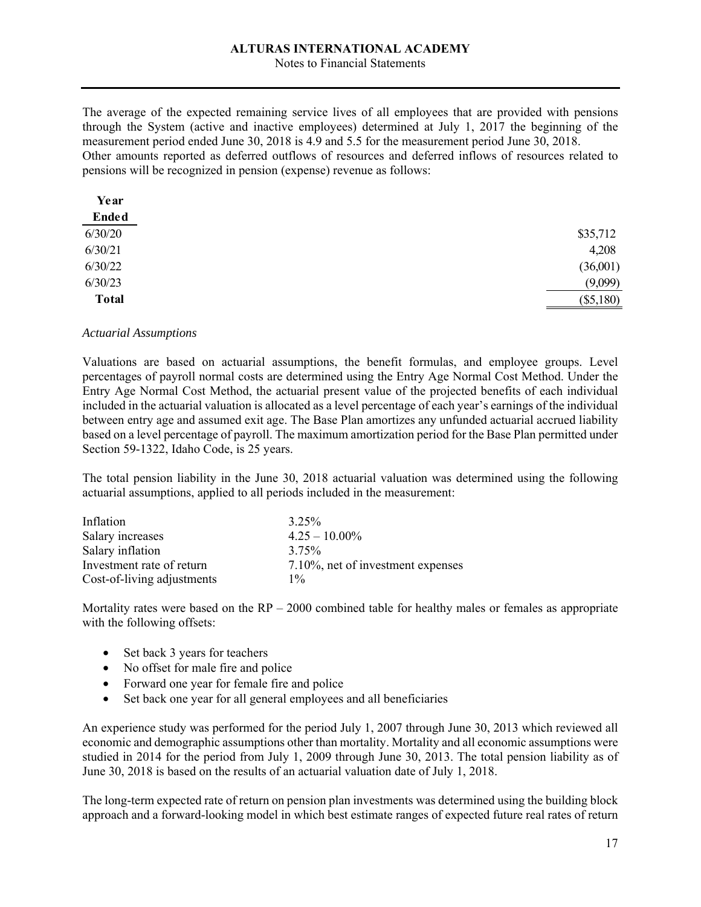The average of the expected remaining service lives of all employees that are provided with pensions through the System (active and inactive employees) determined at July 1, 2017 the beginning of the measurement period ended June 30, 2018 is 4.9 and 5.5 for the measurement period June 30, 2018. Other amounts reported as deferred outflows of resources and deferred inflows of resources related to pensions will be recognized in pension (expense) revenue as follows:

| Year Ended | |
|---|---|
| 6/30/20 | $35,712 |
| 6/30/21 | 4,208 |
| 6/30/22 | (36,001) |
| 6/30/23 | (9,099) |
| **Total** | ($5,180) |

*Actuarial Assumptions*

Valuations are based on actuarial assumptions, the benefit formulas, and employee groups. Level percentages of payroll normal costs are determined using the Entry Age Normal Cost Method. Under the Entry Age Normal Cost Method, the actuarial present value of the projected benefits of each individual included in the actuarial valuation is allocated as a level percentage of each year's earnings of the individual between entry age and assumed exit age. The Base Plan amortizes any unfunded actuarial accrued liability based on a level percentage of payroll. The maximum amortization period for the Base Plan permitted under Section 59-1322, Idaho Code, is 25 years.

The total pension liability in the June 30, 2018 actuarial valuation was determined using the following actuarial assumptions, applied to all periods included in the measurement:

| | |
|---|---|
| Inflation | 3.25% |
| Salary increases | 4.25 – 10.00% |
| Salary inflation | 3.75% |
| Investment rate of return | 7.10%, net of investment expenses |
| Cost-of-living adjustments | 1% |

Mortality rates were based on the RP – 2000 combined table for healthy males or females as appropriate with the following offsets:

- Set back 3 years for teachers
- No offset for male fire and police
- Forward one year for female fire and police
- Set back one year for all general employees and all beneficiaries

An experience study was performed for the period July 1, 2007 through June 30, 2013 which reviewed all economic and demographic assumptions other than mortality. Mortality and all economic assumptions were studied in 2014 for the period from July 1, 2009 through June 30, 2013. The total pension liability as of June 30, 2018 is based on the results of an actuarial valuation date of July 1, 2018.

The long-term expected rate of return on pension plan investments was determined using the building block approach and a forward-looking model in which best estimate ranges of expected future real rates of return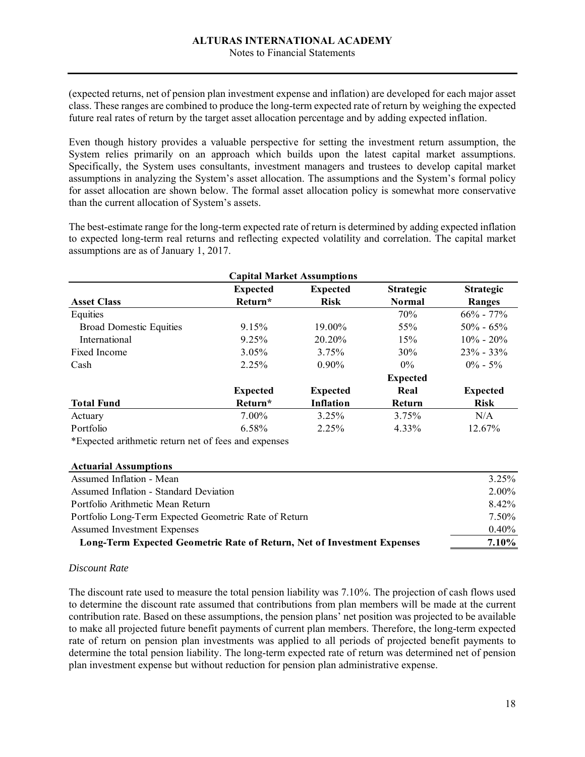(expected returns, net of pension plan investment expense and inflation) are developed for each major asset class. These ranges are combined to produce the long-term expected rate of return by weighing the expected future real rates of return by the target asset allocation percentage and by adding expected inflation.

Even though history provides a valuable perspective for setting the investment return assumption, the System relies primarily on an approach which builds upon the latest capital market assumptions. Specifically, the System uses consultants, investment managers and trustees to develop capital market assumptions in analyzing the System's asset allocation. The assumptions and the System's formal policy for asset allocation are shown below. The formal asset allocation policy is somewhat more conservative than the current allocation of System's assets.

The best-estimate range for the long-term expected rate of return is determined by adding expected inflation to expected long-term real returns and reflecting expected volatility and correlation. The capital market assumptions are as of January 1, 2017.

**Capital Market Assumptions**

| Asset Class | Expected Return* | Expected Risk | Strategic Normal | Strategic Ranges |
|---|---|---|---|---|
| Equities | | | 70% | 66% - 77% |
| Broad Domestic Equities | 9.15% | 19.00% | 55% | 50% - 65% |
| International | 9.25% | 20.20% | 15% | 10% - 20% |
| Fixed Income | 3.05% | 3.75% | 30% | 23% - 33% |
| Cash | 2.25% | 0.90% | 0% | 0% - 5% |
| **Total Fund** | **Expected Return*** | **Expected Inflation** | **Expected Real Return** | **Expected Risk** |
| Actuary | 7.00% | 3.25% | 3.75% | N/A |
| Portfolio | 6.58% | 2.25% | 4.33% | 12.67% |

*Expected arithmetic return net of fees and expenses

| Actuarial Assumptions | |
|---|---|
| Assumed Inflation - Mean | 3.25% |
| Assumed Inflation - Standard Deviation | 2.00% |
| Portfolio Arithmetic Mean Return | 8.42% |
| Portfolio Long-Term Expected Geometric Rate of Return | 7.50% |
| Assumed Investment Expenses | 0.40% |
| **Long-Term Expected Geometric Rate of Return, Net of Investment Expenses** | **7.10%** |

*Discount Rate*

The discount rate used to measure the total pension liability was 7.10%. The projection of cash flows used to determine the discount rate assumed that contributions from plan members will be made at the current contribution rate. Based on these assumptions, the pension plans' net position was projected to be available to make all projected future benefit payments of current plan members. Therefore, the long-term expected rate of return on pension plan investments was applied to all periods of projected benefit payments to determine the total pension liability. The long-term expected rate of return was determined net of pension plan investment expense but without reduction for pension plan administrative expense.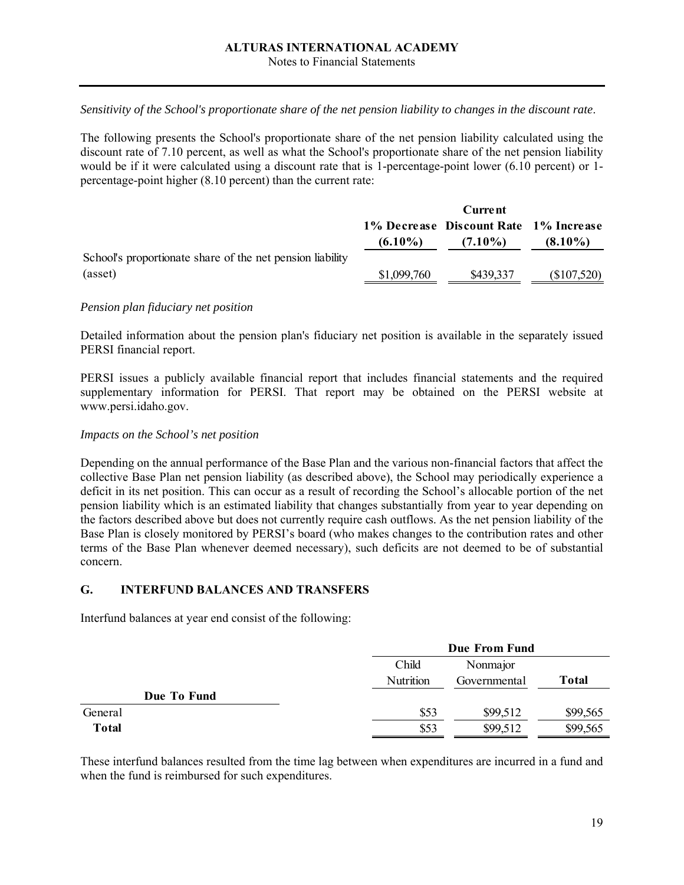*Sensitivity of the School's proportionate share of the net pension liability to changes in the discount rate*.

The following presents the School's proportionate share of the net pension liability calculated using the discount rate of 7.10 percent, as well as what the School's proportionate share of the net pension liability would be if it were calculated using a discount rate that is 1-percentage-point lower (6.10 percent) or 1-percentage-point higher (8.10 percent) than the current rate:

| | 1% Decrease (6.10%) | Current Discount Rate (7.10%) | 1% Increase (8.10%) |
|---|---|---|---|
| School's proportionate share of the net pension liability (asset) | $1,099,760 | $439,337 | ($107,520) |

*Pension plan fiduciary net position*

Detailed information about the pension plan's fiduciary net position is available in the separately issued PERSI financial report.

PERSI issues a publicly available financial report that includes financial statements and the required supplementary information for PERSI. That report may be obtained on the PERSI website at www.persi.idaho.gov.

*Impacts on the School's net position*

Depending on the annual performance of the Base Plan and the various non-financial factors that affect the collective Base Plan net pension liability (as described above), the School may periodically experience a deficit in its net position. This can occur as a result of recording the School's allocable portion of the net pension liability which is an estimated liability that changes substantially from year to year depending on the factors described above but does not currently require cash outflows. As the net pension liability of the Base Plan is closely monitored by PERSI's board (who makes changes to the contribution rates and other terms of the Base Plan whenever deemed necessary), such deficits are not deemed to be of substantial concern.

## G. INTERFUND BALANCES AND TRANSFERS

Interfund balances at year end consist of the following:

| | Due From Fund | | |
|---|---|---|---|
| | Child Nutrition | Nonmajor Governmental | Total |
| **Due To Fund** | | | |
| General | $53 | $99,512 | $99,565 |
| **Total** | $53 | $99,512 | $99,565 |

These interfund balances resulted from the time lag between when expenditures are incurred in a fund and when the fund is reimbursed for such expenditures.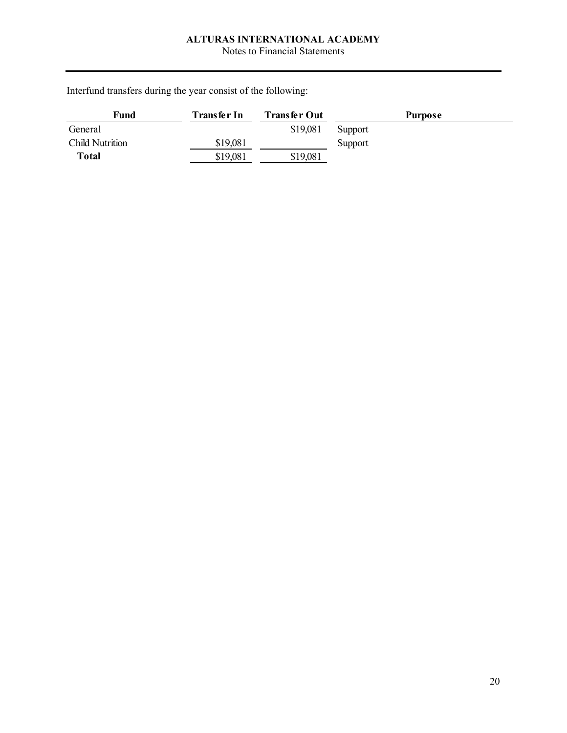Interfund transfers during the year consist of the following:

| Fund | Transfer In | Transfer Out | Purpose |
|---|---|---|---|
| General | | $19,081 | Support |
| Child Nutrition | $19,081 | | Support |
| **Total** | $19,081 | $19,081 | |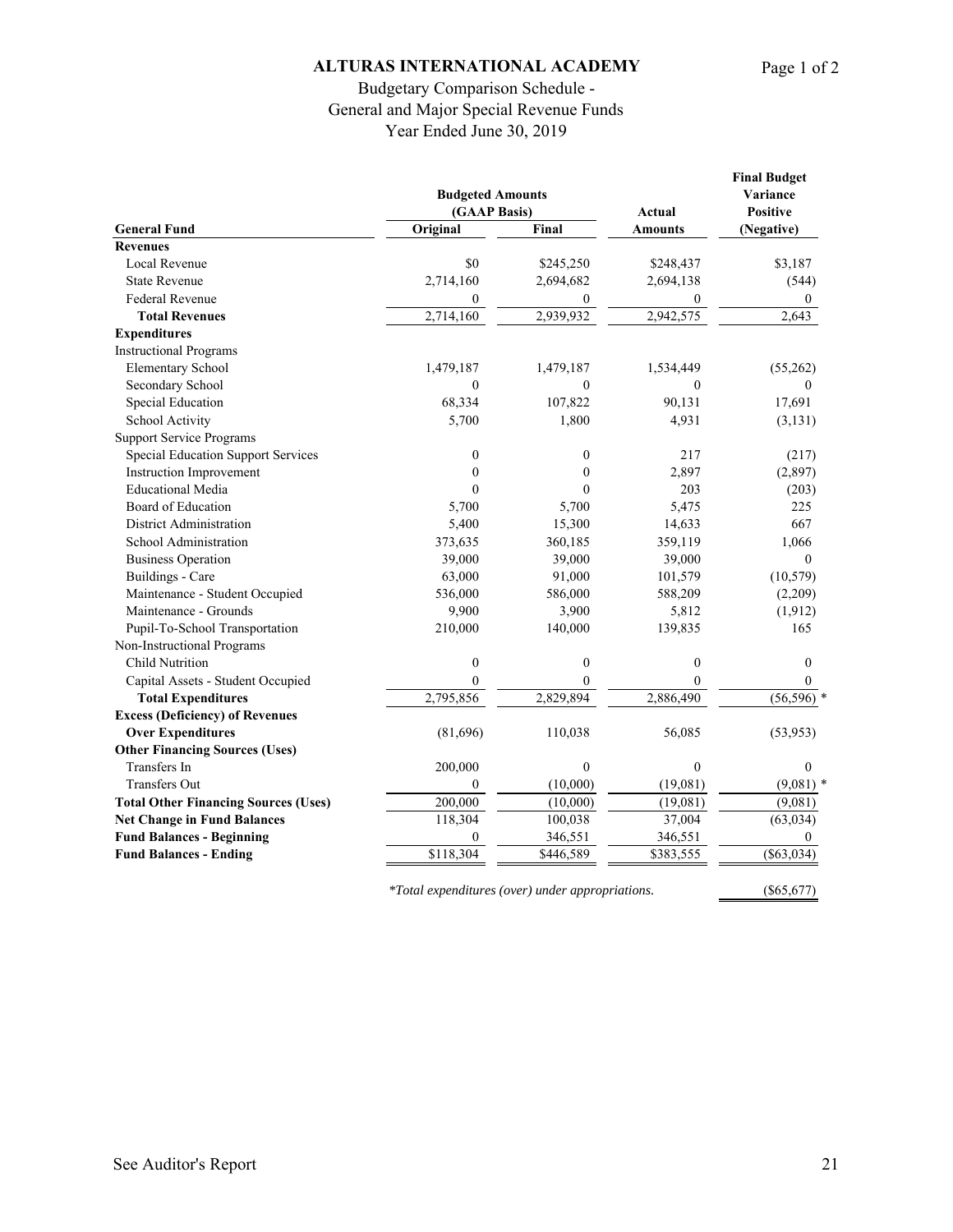# ALTURAS INTERNATIONAL ACADEMY

Budgetary Comparison Schedule -
General and Major Special Revenue Funds
Year Ended June 30, 2019

| General Fund | Budgeted Amounts (GAAP Basis) Original | Final | Actual Amounts | Final Budget Variance Positive (Negative) |
|---|---|---|---|---|
| **Revenues** | | | | |
| Local Revenue | $0 | $245,250 | $248,437 | $3,187 |
| State Revenue | 2,714,160 | 2,694,682 | 2,694,138 | (544) |
| Federal Revenue | 0 | 0 | 0 | 0 |
| **Total Revenues** | 2,714,160 | 2,939,932 | 2,942,575 | 2,643 |
| **Expenditures** | | | | |
| Instructional Programs | | | | |
| Elementary School | 1,479,187 | 1,479,187 | 1,534,449 | (55,262) |
| Secondary School | 0 | 0 | 0 | 0 |
| Special Education | 68,334 | 107,822 | 90,131 | 17,691 |
| School Activity | 5,700 | 1,800 | 4,931 | (3,131) |
| Support Service Programs | | | | |
| Special Education Support Services | 0 | 0 | 217 | (217) |
| Instruction Improvement | 0 | 0 | 2,897 | (2,897) |
| Educational Media | 0 | 0 | 203 | (203) |
| Board of Education | 5,700 | 5,700 | 5,475 | 225 |
| District Administration | 5,400 | 15,300 | 14,633 | 667 |
| School Administration | 373,635 | 360,185 | 359,119 | 1,066 |
| Business Operation | 39,000 | 39,000 | 39,000 | 0 |
| Buildings - Care | 63,000 | 91,000 | 101,579 | (10,579) |
| Maintenance - Student Occupied | 536,000 | 586,000 | 588,209 | (2,209) |
| Maintenance - Grounds | 9,900 | 3,900 | 5,812 | (1,912) |
| Pupil-To-School Transportation | 210,000 | 140,000 | 139,835 | 165 |
| Non-Instructional Programs | | | | |
| Child Nutrition | 0 | 0 | 0 | 0 |
| Capital Assets - Student Occupied | 0 | 0 | 0 | 0 |
| **Total Expenditures** | 2,795,856 | 2,829,894 | 2,886,490 | (56,596) * |
| **Excess (Deficiency) of Revenues Over Expenditures** | (81,696) | 110,038 | 56,085 | (53,953) |
| **Other Financing Sources (Uses)** | | | | |
| Transfers In | 200,000 | 0 | 0 | 0 |
| Transfers Out | 0 | (10,000) | (19,081) | (9,081) * |
| **Total Other Financing Sources (Uses)** | 200,000 | (10,000) | (19,081) | (9,081) |
| **Net Change in Fund Balances** | 118,304 | 100,038 | 37,004 | (63,034) |
| **Fund Balances - Beginning** | 0 | 346,551 | 346,551 | 0 |
| **Fund Balances - Ending** | $118,304 | $446,589 | $383,555 | ($63,034) |

*Total expenditures (over) under appropriations.* ($65,677)

See Auditor's Report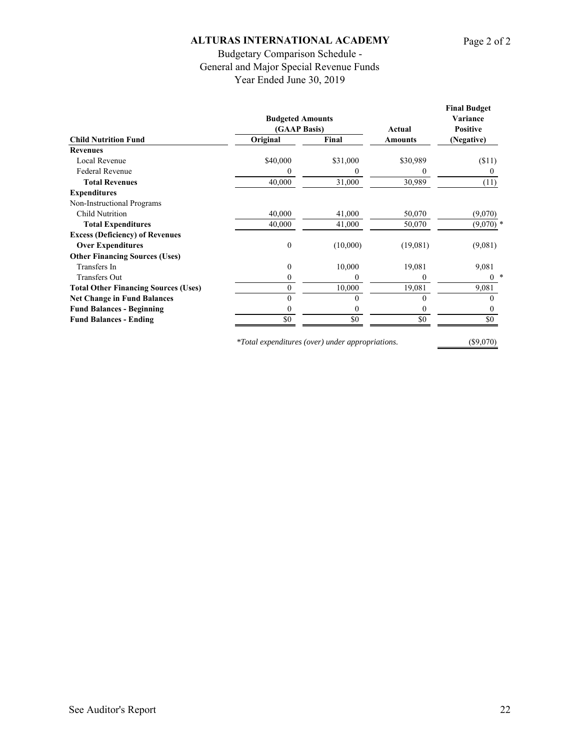# ALTURAS INTERNATIONAL ACADEMY

## Budgetary Comparison Schedule - General and Major Special Revenue Funds
### Year Ended June 30, 2019

| Child Nutrition Fund | Budgeted Amounts (GAAP Basis) Original | Final | Actual Amounts | Final Budget Variance Positive (Negative) |
|---|---|---|---|---|
| **Revenues** | | | | |
| Local Revenue | $40,000 | $31,000 | $30,989 | ($11) |
| Federal Revenue | 0 | 0 | 0 | 0 |
| **Total Revenues** | 40,000 | 31,000 | 30,989 | (11) |
| **Expenditures** | | | | |
| Non-Instructional Programs | | | | |
| Child Nutrition | 40,000 | 41,000 | 50,070 | (9,070) |
| **Total Expenditures** | 40,000 | 41,000 | 50,070 | (9,070) * |
| **Excess (Deficiency) of Revenues Over Expenditures** | 0 | (10,000) | (19,081) | (9,081) |
| **Other Financing Sources (Uses)** | | | | |
| Transfers In | 0 | 10,000 | 19,081 | 9,081 |
| Transfers Out | 0 | 0 | 0 | 0 * |
| **Total Other Financing Sources (Uses)** | 0 | 10,000 | 19,081 | 9,081 |
| **Net Change in Fund Balances** | 0 | 0 | 0 | 0 |
| **Fund Balances - Beginning** | 0 | 0 | 0 | 0 |
| **Fund Balances - Ending** | $0 | $0 | $0 | $0 |

*\*Total expenditures (over) under appropriations.* ($9,070)

See Auditor's Report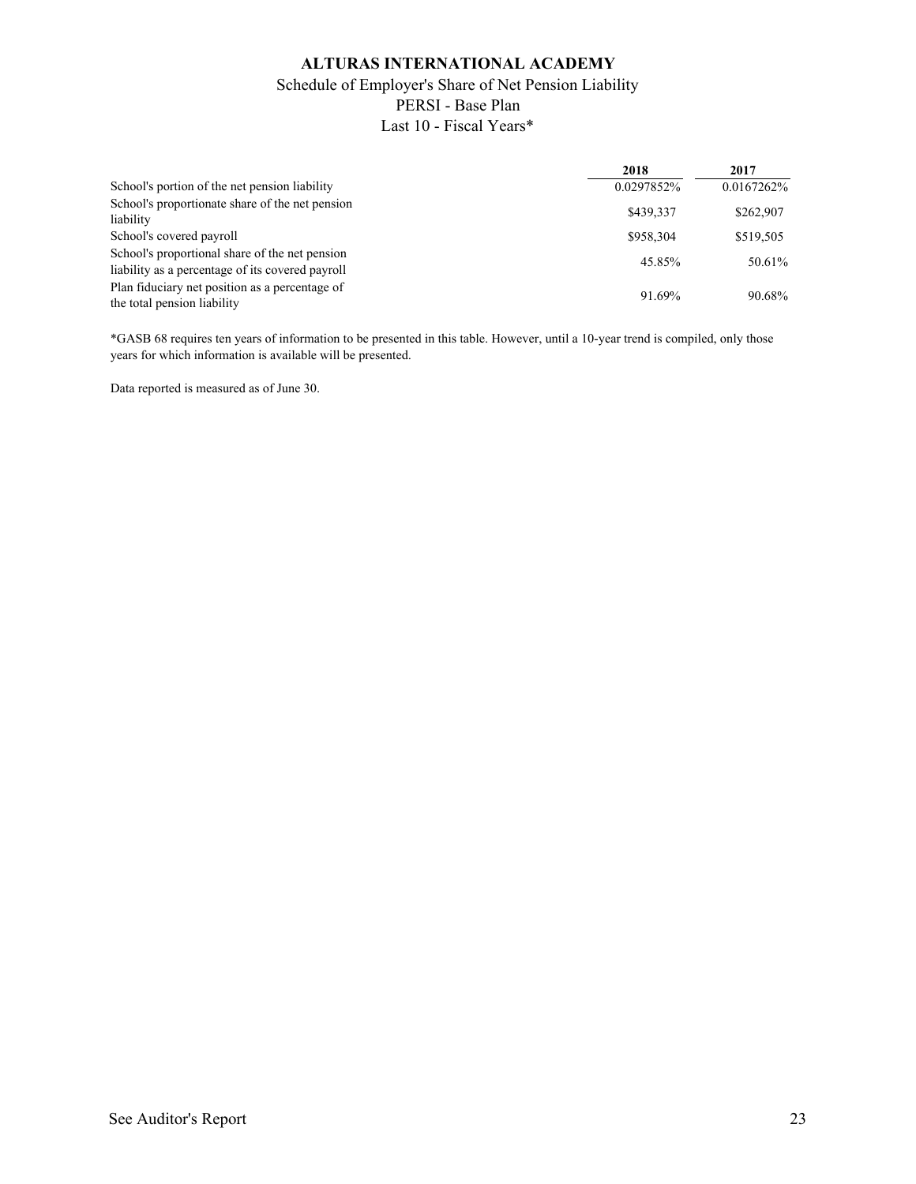# ALTURAS INTERNATIONAL ACADEMY

Schedule of Employer's Share of Net Pension Liability

PERSI - Base Plan

Last 10 - Fiscal Years*

| | 2018 | 2017 |
|---|---|---|
| School's portion of the net pension liability | 0.0297852% | 0.0167262% |
| School's proportionate share of the net pension liability | $439,337 | $262,907 |
| School's covered payroll | $958,304 | $519,505 |
| School's proportional share of the net pension liability as a percentage of its covered payroll | 45.85% | 50.61% |
| Plan fiduciary net position as a percentage of the total pension liability | 91.69% | 90.68% |

*GASB 68 requires ten years of information to be presented in this table. However, until a 10-year trend is compiled, only those years for which information is available will be presented.

Data reported is measured as of June 30.

See Auditor's Report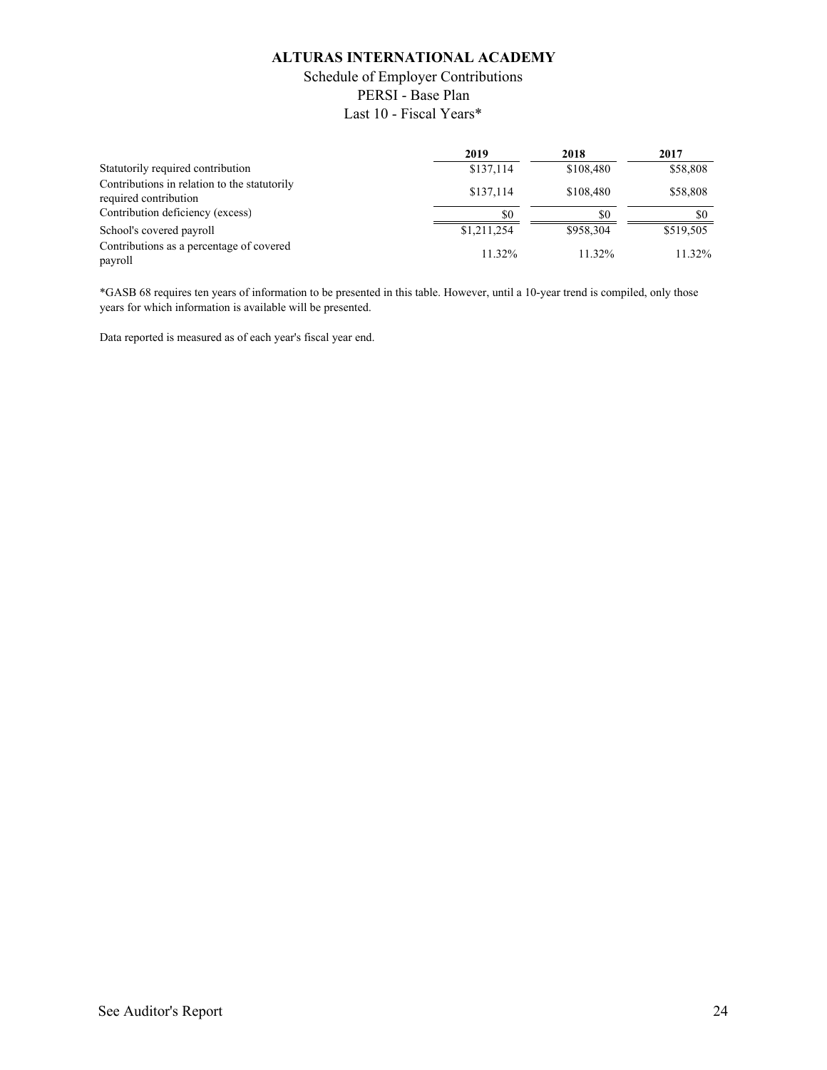# ALTURAS INTERNATIONAL ACADEMY

Schedule of Employer Contributions

PERSI - Base Plan

Last 10 - Fiscal Years*

| | 2019 | 2018 | 2017 |
|---|---|---|---|
| Statutorily required contribution | $137,114 | $108,480 | $58,808 |
| Contributions in relation to the statutorily required contribution | $137,114 | $108,480 | $58,808 |
| Contribution deficiency (excess) | $0 | $0 | $0 |
| School's covered payroll | $1,211,254 | $958,304 | $519,505 |
| Contributions as a percentage of covered payroll | 11.32% | 11.32% | 11.32% |

*GASB 68 requires ten years of information to be presented in this table. However, until a 10-year trend is compiled, only those years for which information is available will be presented.

Data reported is measured as of each year's fiscal year end.

See Auditor's Report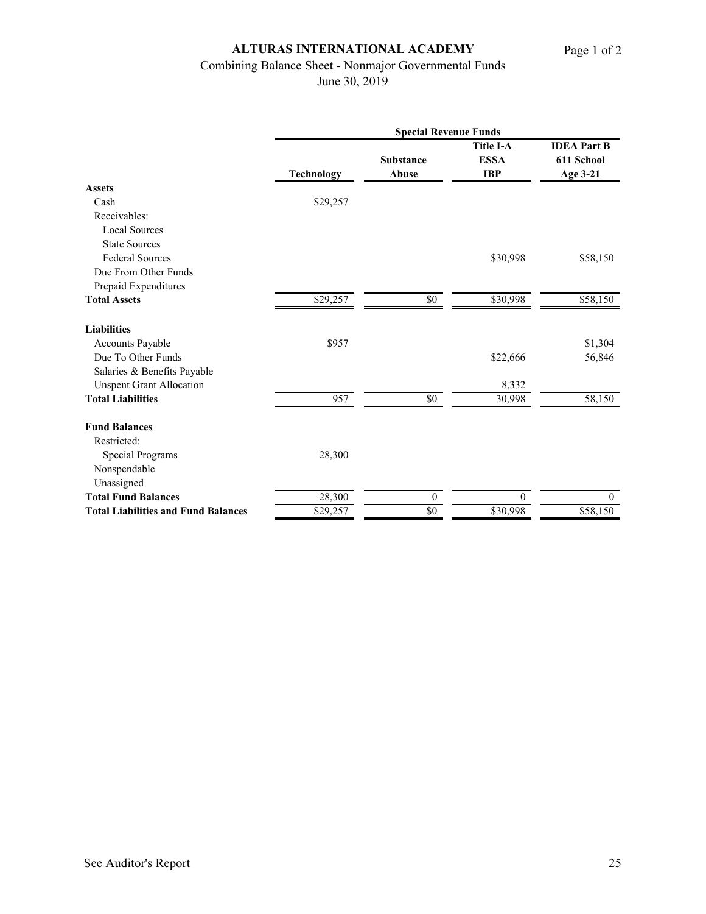# ALTURAS INTERNATIONAL ACADEMY

Combining Balance Sheet - Nonmajor Governmental Funds

June 30, 2019

| | Special Revenue Funds | | | |
|---|---|---|---|---|
| | Technology | Substance Abuse | Title I-A ESSA IBP | IDEA Part B 611 School Age 3-21 |
| **Assets** | | | | |
| Cash | $29,257 | | | |
| Receivables: | | | | |
| Local Sources | | | | |
| State Sources | | | | |
| Federal Sources | | | $30,998 | $58,150 |
| Due From Other Funds | | | | |
| Prepaid Expenditures | | | | |
| **Total Assets** | $29,257 | $0 | $30,998 | $58,150 |
| **Liabilities** | | | | |
| Accounts Payable | $957 | | | $1,304 |
| Due To Other Funds | | | $22,666 | 56,846 |
| Salaries & Benefits Payable | | | | |
| Unspent Grant Allocation | | | 8,332 | |
| **Total Liabilities** | 957 | $0 | 30,998 | 58,150 |
| **Fund Balances** | | | | |
| Restricted: | | | | |
| Special Programs | 28,300 | | | |
| Nonspendable | | | | |
| Unassigned | | | | |
| **Total Fund Balances** | 28,300 | 0 | 0 | 0 |
| **Total Liabilities and Fund Balances** | $29,257 | $0 | $30,998 | $58,150 |

See Auditor's Report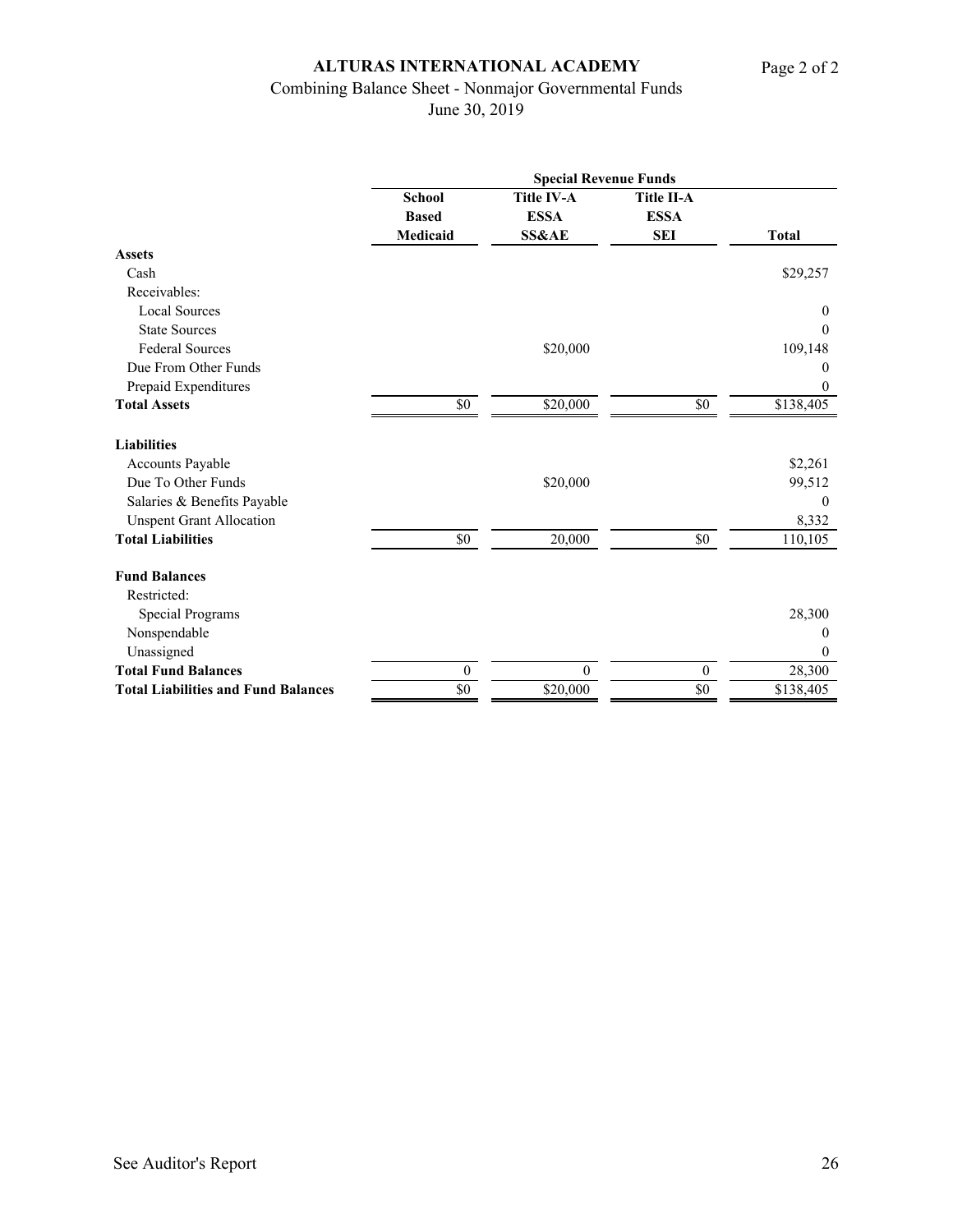# ALTURAS INTERNATIONAL ACADEMY

Page 2 of 2

Combining Balance Sheet - Nonmajor Governmental Funds

June 30, 2019

| | Special Revenue Funds | | | |
|---|---|---|---|---|
| | School Based Medicaid | Title IV-A ESSA SS&AE | Title II-A ESSA SEI | Total |
| **Assets** | | | | |
| Cash | | | | $29,257 |
| Receivables: | | | | |
| Local Sources | | | | 0 |
| State Sources | | | | 0 |
| Federal Sources | | $20,000 | | 109,148 |
| Due From Other Funds | | | | 0 |
| Prepaid Expenditures | | | | 0 |
| **Total Assets** | $0 | $20,000 | $0 | $138,405 |
| **Liabilities** | | | | |
| Accounts Payable | | | | $2,261 |
| Due To Other Funds | | $20,000 | | 99,512 |
| Salaries & Benefits Payable | | | | 0 |
| Unspent Grant Allocation | | | | 8,332 |
| **Total Liabilities** | $0 | 20,000 | $0 | 110,105 |
| **Fund Balances** | | | | |
| Restricted: | | | | |
| Special Programs | | | | 28,300 |
| Nonspendable | | | | 0 |
| Unassigned | | | | 0 |
| **Total Fund Balances** | 0 | 0 | 0 | 28,300 |
| **Total Liabilities and Fund Balances** | $0 | $20,000 | $0 | $138,405 |

See Auditor's Report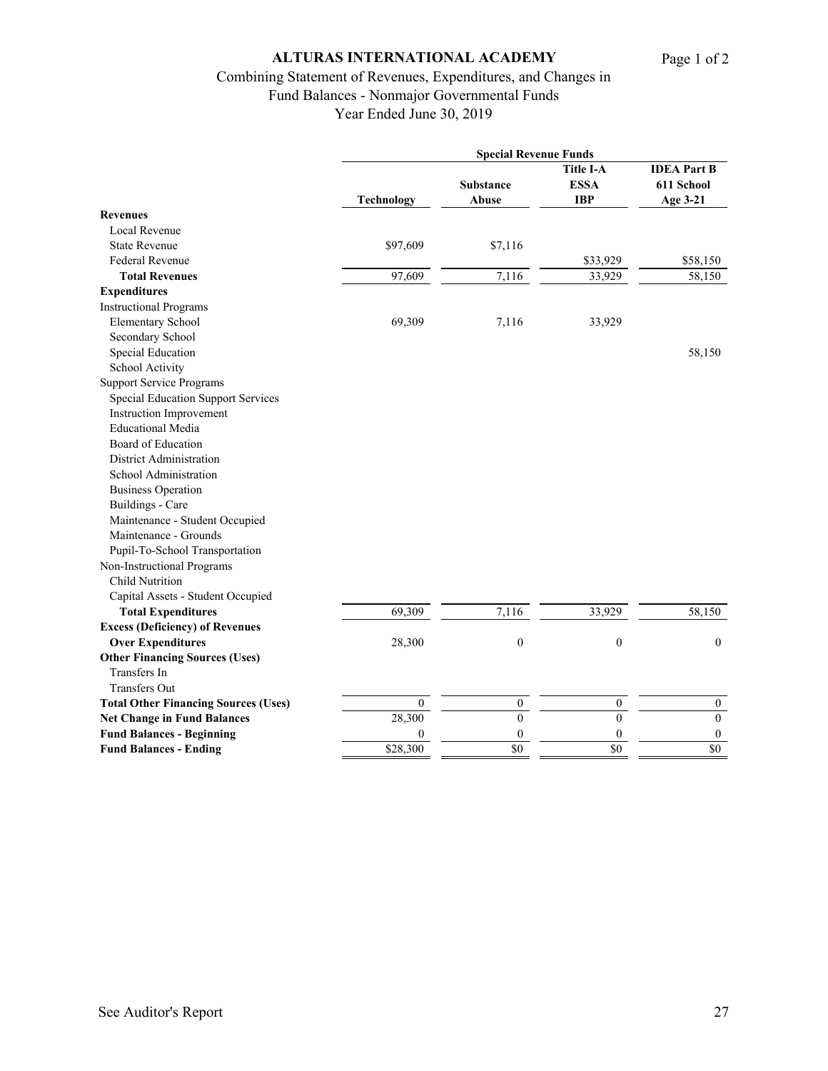**ALTURAS INTERNATIONAL ACADEMY**

Combining Statement of Revenues, Expenditures, and Changes in
Fund Balances - Nonmajor Governmental Funds
Year Ended June 30, 2019

| | Special Revenue Funds | | | |
|---|---|---|---|---|
| | Technology | Substance Abuse | Title I-A ESSA IBP | IDEA Part B 611 School Age 3-21 |
| **Revenues** | | | | |
| Local Revenue | | | | |
| State Revenue | $97,609 | $7,116 | | |
| Federal Revenue | | | $33,929 | $58,150 |
| **Total Revenues** | 97,609 | 7,116 | 33,929 | 58,150 |
| **Expenditures** | | | | |
| Instructional Programs | | | | |
| Elementary School | 69,309 | 7,116 | 33,929 | |
| Secondary School | | | | |
| Special Education | | | | 58,150 |
| School Activity | | | | |
| Support Service Programs | | | | |
| Special Education Support Services | | | | |
| Instruction Improvement | | | | |
| Educational Media | | | | |
| Board of Education | | | | |
| District Administration | | | | |
| School Administration | | | | |
| Business Operation | | | | |
| Buildings - Care | | | | |
| Maintenance - Student Occupied | | | | |
| Maintenance - Grounds | | | | |
| Pupil-To-School Transportation | | | | |
| Non-Instructional Programs | | | | |
| Child Nutrition | | | | |
| Capital Assets - Student Occupied | | | | |
| **Total Expenditures** | 69,309 | 7,116 | 33,929 | 58,150 |
| **Excess (Deficiency) of Revenues Over Expenditures** | 28,300 | 0 | 0 | 0 |
| **Other Financing Sources (Uses)** | | | | |
| Transfers In | | | | |
| Transfers Out | | | | |
| **Total Other Financing Sources (Uses)** | 0 | 0 | 0 | 0 |
| **Net Change in Fund Balances** | 28,300 | 0 | 0 | 0 |
| **Fund Balances - Beginning** | 0 | 0 | 0 | 0 |
| **Fund Balances - Ending** | $28,300 | $0 | $0 | $0 |

See Auditor's Report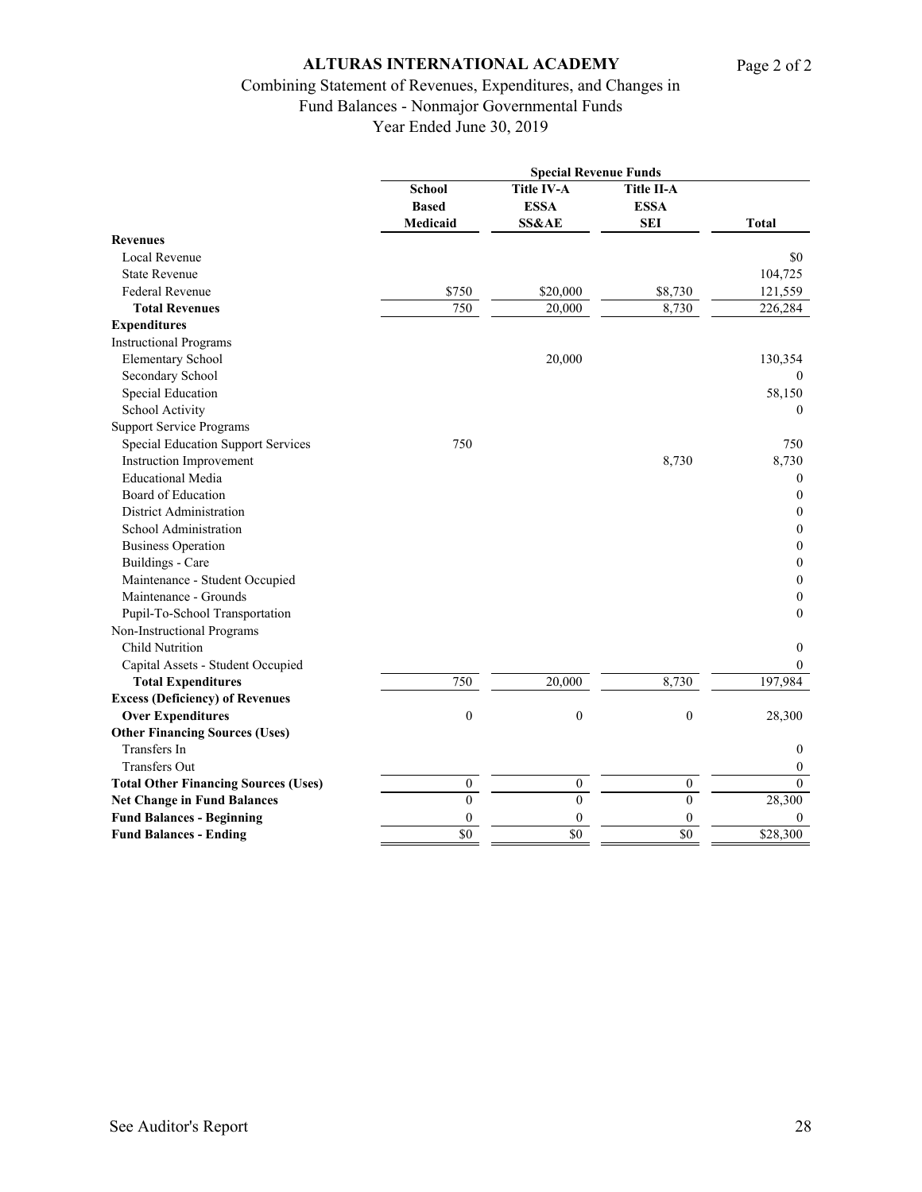# ALTURAS INTERNATIONAL ACADEMY

Combining Statement of Revenues, Expenditures, and Changes in Fund Balances - Nonmajor Governmental Funds

Year Ended June 30, 2019

| | Special Revenue Funds | | | |
|---|---|---|---|---|
| | School Based Medicaid | Title IV-A ESSA SS&AE | Title II-A ESSA SEI | Total |
| **Revenues** | | | | |
| Local Revenue | | | | $0 |
| State Revenue | | | | 104,725 |
| Federal Revenue | $750 | $20,000 | $8,730 | 121,559 |
| **Total Revenues** | 750 | 20,000 | 8,730 | 226,284 |
| **Expenditures** | | | | |
| Instructional Programs | | | | |
| Elementary School | | 20,000 | | 130,354 |
| Secondary School | | | | 0 |
| Special Education | | | | 58,150 |
| School Activity | | | | 0 |
| Support Service Programs | | | | |
| Special Education Support Services | 750 | | | 750 |
| Instruction Improvement | | | 8,730 | 8,730 |
| Educational Media | | | | 0 |
| Board of Education | | | | 0 |
| District Administration | | | | 0 |
| School Administration | | | | 0 |
| Business Operation | | | | 0 |
| Buildings - Care | | | | 0 |
| Maintenance - Student Occupied | | | | 0 |
| Maintenance - Grounds | | | | 0 |
| Pupil-To-School Transportation | | | | 0 |
| Non-Instructional Programs | | | | |
| Child Nutrition | | | | 0 |
| Capital Assets - Student Occupied | | | | 0 |
| **Total Expenditures** | 750 | 20,000 | 8,730 | 197,984 |
| **Excess (Deficiency) of Revenues Over Expenditures** | 0 | 0 | 0 | 28,300 |
| **Other Financing Sources (Uses)** | | | | |
| Transfers In | | | | 0 |
| Transfers Out | | | | 0 |
| **Total Other Financing Sources (Uses)** | 0 | 0 | 0 | 0 |
| **Net Change in Fund Balances** | 0 | 0 | 0 | 28,300 |
| **Fund Balances - Beginning** | 0 | 0 | 0 | 0 |
| **Fund Balances - Ending** | $0 | $0 | $0 | $28,300 |

See Auditor's Report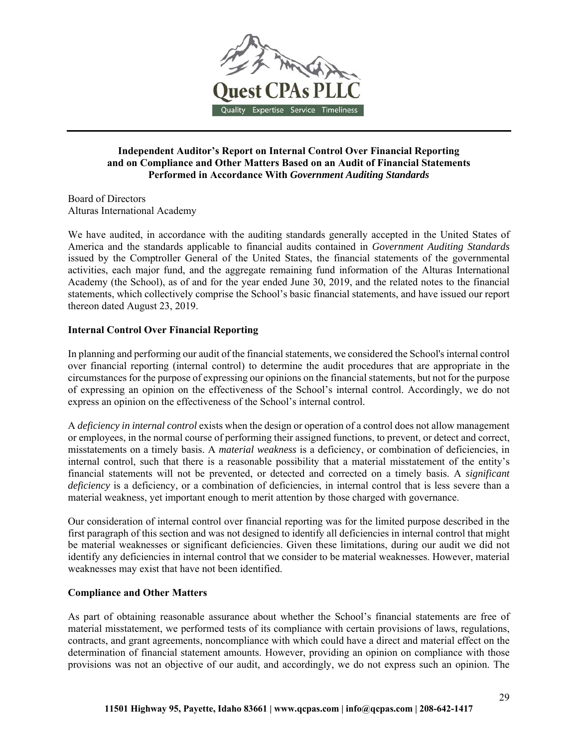**Independent Auditor's Report on Internal Control Over Financial Reporting and on Compliance and Other Matters Based on an Audit of Financial Statements Performed in Accordance With *Government Auditing Standards***

Board of Directors
Alturas International Academy

We have audited, in accordance with the auditing standards generally accepted in the United States of America and the standards applicable to financial audits contained in *Government Auditing Standards* issued by the Comptroller General of the United States, the financial statements of the governmental activities, each major fund, and the aggregate remaining fund information of the Alturas International Academy (the School), as of and for the year ended June 30, 2019, and the related notes to the financial statements, which collectively comprise the School's basic financial statements, and have issued our report thereon dated August 23, 2019.

**Internal Control Over Financial Reporting**

In planning and performing our audit of the financial statements, we considered the School's internal control over financial reporting (internal control) to determine the audit procedures that are appropriate in the circumstances for the purpose of expressing our opinions on the financial statements, but not for the purpose of expressing an opinion on the effectiveness of the School's internal control. Accordingly, we do not express an opinion on the effectiveness of the School's internal control.

A *deficiency in internal control* exists when the design or operation of a control does not allow management or employees, in the normal course of performing their assigned functions, to prevent, or detect and correct, misstatements on a timely basis. A *material weakness* is a deficiency, or combination of deficiencies, in internal control, such that there is a reasonable possibility that a material misstatement of the entity's financial statements will not be prevented, or detected and corrected on a timely basis. A *significant deficiency* is a deficiency, or a combination of deficiencies, in internal control that is less severe than a material weakness, yet important enough to merit attention by those charged with governance.

Our consideration of internal control over financial reporting was for the limited purpose described in the first paragraph of this section and was not designed to identify all deficiencies in internal control that might be material weaknesses or significant deficiencies. Given these limitations, during our audit we did not identify any deficiencies in internal control that we consider to be material weaknesses. However, material weaknesses may exist that have not been identified.

**Compliance and Other Matters**

As part of obtaining reasonable assurance about whether the School's financial statements are free of material misstatement, we performed tests of its compliance with certain provisions of laws, regulations, contracts, and grant agreements, noncompliance with which could have a direct and material effect on the determination of financial statement amounts. However, providing an opinion on compliance with those provisions was not an objective of our audit, and accordingly, we do not express such an opinion. The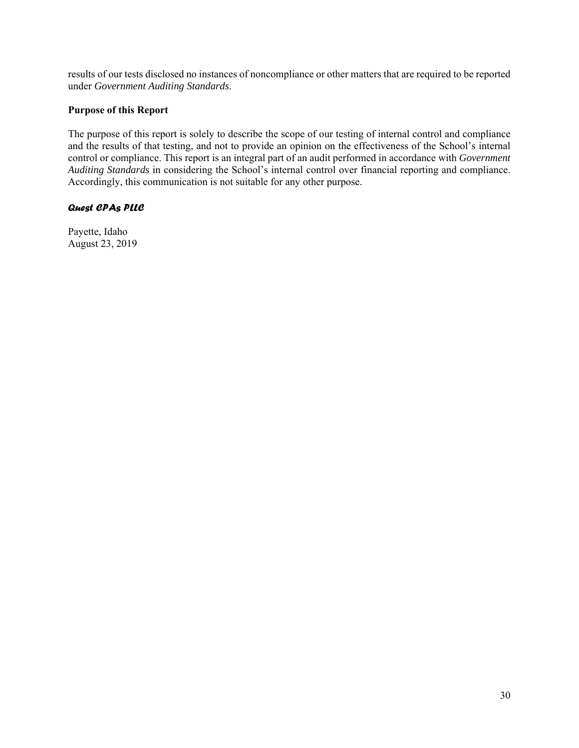results of our tests disclosed no instances of noncompliance or other matters that are required to be reported under *Government Auditing Standards.*

**Purpose of this Report**

The purpose of this report is solely to describe the scope of our testing of internal control and compliance and the results of that testing, and not to provide an opinion on the effectiveness of the School's internal control or compliance. This report is an integral part of an audit performed in accordance with *Government Auditing Standards* in considering the School's internal control over financial reporting and compliance. Accordingly, this communication is not suitable for any other purpose.

***Quest CPAs PLLC***

Payette, Idaho
August 23, 2019